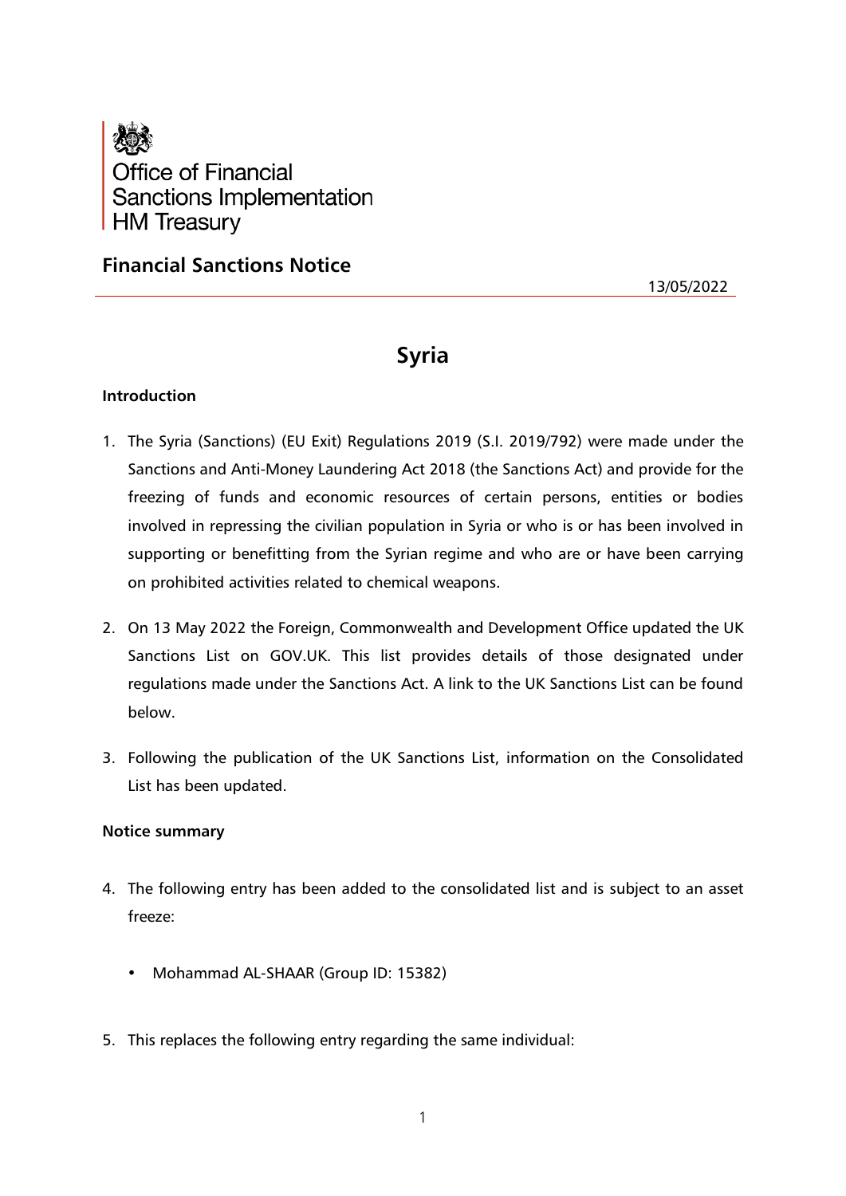Office of Financial Sanctions Implementation
HM Treasury

## Financial Sanctions Notice

13/05/2022

# Syria

### Introduction

1. The Syria (Sanctions) (EU Exit) Regulations 2019 (S.I. 2019/792) were made under the Sanctions and Anti-Money Laundering Act 2018 (the Sanctions Act) and provide for the freezing of funds and economic resources of certain persons, entities or bodies involved in repressing the civilian population in Syria or who is or has been involved in supporting or benefitting from the Syrian regime and who are or have been carrying on prohibited activities related to chemical weapons.

2. On 13 May 2022 the Foreign, Commonwealth and Development Office updated the UK Sanctions List on GOV.UK. This list provides details of those designated under regulations made under the Sanctions Act. A link to the UK Sanctions List can be found below.

3. Following the publication of the UK Sanctions List, information on the Consolidated List has been updated.

### Notice summary

4. The following entry has been added to the consolidated list and is subject to an asset freeze:

   - Mohammad AL-SHAAR (Group ID: 15382)

5. This replaces the following entry regarding the same individual: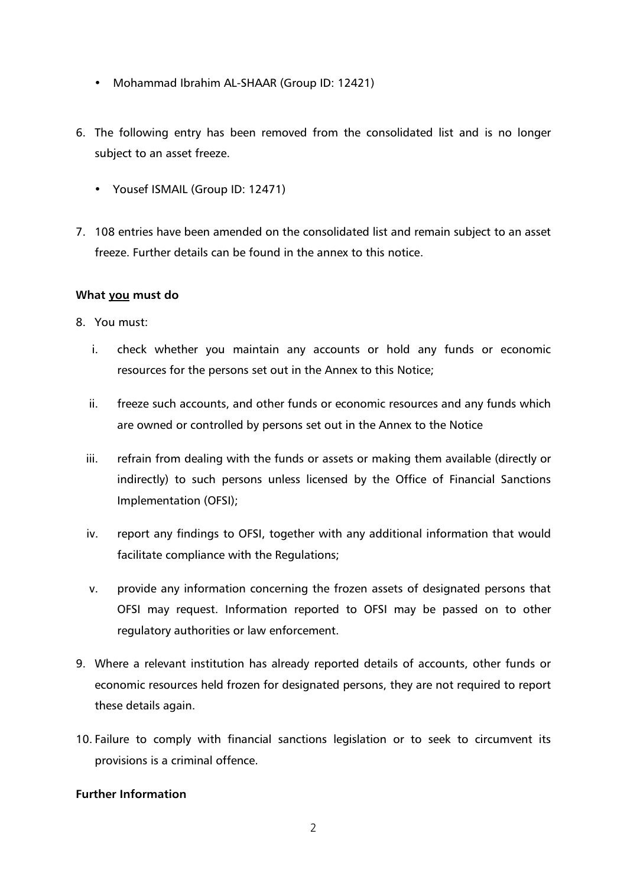- Mohammad Ibrahim AL-SHAAR (Group ID: 12421)

6. The following entry has been removed from the consolidated list and is no longer subject to an asset freeze.

   - Yousef ISMAIL (Group ID: 12471)

7. 108 entries have been amended on the consolidated list and remain subject to an asset freeze. Further details can be found in the annex to this notice.

**What <u>you</u> must do**

8. You must:

   i. check whether you maintain any accounts or hold any funds or economic resources for the persons set out in the Annex to this Notice;

   ii. freeze such accounts, and other funds or economic resources and any funds which are owned or controlled by persons set out in the Annex to the Notice

   iii. refrain from dealing with the funds or assets or making them available (directly or indirectly) to such persons unless licensed by the Office of Financial Sanctions Implementation (OFSI);

   iv. report any findings to OFSI, together with any additional information that would facilitate compliance with the Regulations;

   v. provide any information concerning the frozen assets of designated persons that OFSI may request. Information reported to OFSI may be passed on to other regulatory authorities or law enforcement.

9. Where a relevant institution has already reported details of accounts, other funds or economic resources held frozen for designated persons, they are not required to report these details again.

10. Failure to comply with financial sanctions legislation or to seek to circumvent its provisions is a criminal offence.

**Further Information**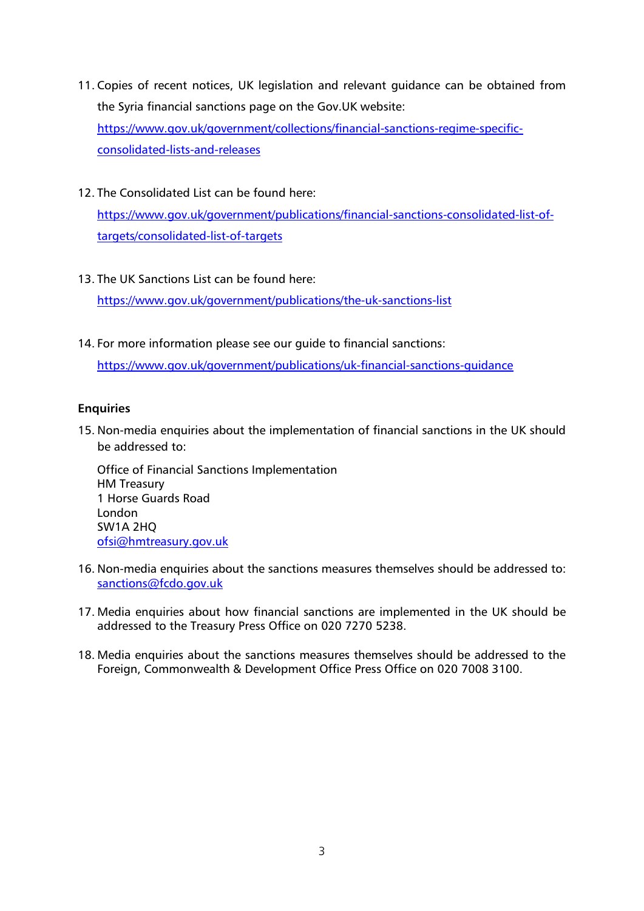11. Copies of recent notices, UK legislation and relevant guidance can be obtained from the Syria financial sanctions page on the Gov.UK website: [https://www.gov.uk/government/collections/financial-sanctions-regime-specific-consolidated-lists-and-releases](https://www.gov.uk/government/collections/financial-sanctions-regime-specific-consolidated-lists-and-releases)

12. The Consolidated List can be found here: [https://www.gov.uk/government/publications/financial-sanctions-consolidated-list-of-targets/consolidated-list-of-targets](https://www.gov.uk/government/publications/financial-sanctions-consolidated-list-of-targets/consolidated-list-of-targets)

13. The UK Sanctions List can be found here: [https://www.gov.uk/government/publications/the-uk-sanctions-list](https://www.gov.uk/government/publications/the-uk-sanctions-list)

14. For more information please see our guide to financial sanctions: [https://www.gov.uk/government/publications/uk-financial-sanctions-guidance](https://www.gov.uk/government/publications/uk-financial-sanctions-guidance)

**Enquiries**

15. Non-media enquiries about the implementation of financial sanctions in the UK should be addressed to:

    Office of Financial Sanctions Implementation
    HM Treasury
    1 Horse Guards Road
    London
    SW1A 2HQ
    [ofsi@hmtreasury.gov.uk](mailto:ofsi@hmtreasury.gov.uk)

16. Non-media enquiries about the sanctions measures themselves should be addressed to: [sanctions@fcdo.gov.uk](mailto:sanctions@fcdo.gov.uk)

17. Media enquiries about how financial sanctions are implemented in the UK should be addressed to the Treasury Press Office on 020 7270 5238.

18. Media enquiries about the sanctions measures themselves should be addressed to the Foreign, Commonwealth & Development Office Press Office on 020 7008 3100.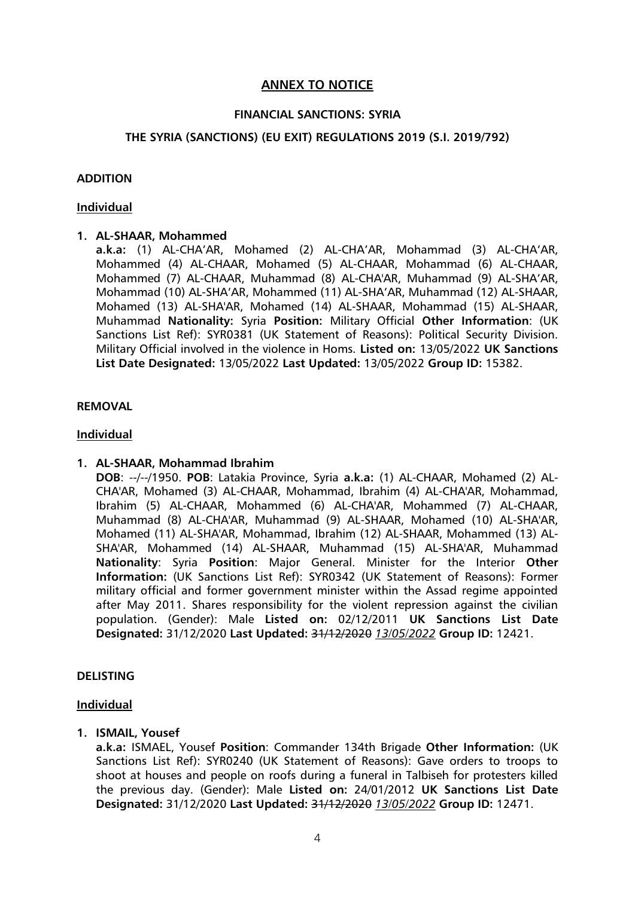## ANNEX TO NOTICE

### FINANCIAL SANCTIONS: SYRIA

### THE SYRIA (SANCTIONS) (EU EXIT) REGULATIONS 2019 (S.I. 2019/792)

**ADDITION**

**Individual**

1. **AL-SHAAR, Mohammed**
**a.k.a:** (1) AL-CHA'AR, Mohamed (2) AL-CHA'AR, Mohammad (3) AL-CHA'AR, Mohammed (4) AL-CHAAR, Mohamed (5) AL-CHAAR, Mohammad (6) AL-CHAAR, Mohammed (7) AL-CHAAR, Muhammad (8) AL-CHA'AR, Muhammad (9) AL-SHA'AR, Mohammad (10) AL-SHA'AR, Mohammed (11) AL-SHA'AR, Muhammad (12) AL-SHAAR, Mohamed (13) AL-SHA'AR, Mohamed (14) AL-SHAAR, Mohammad (15) AL-SHAAR, Muhammad **Nationality:** Syria **Position:** Military Official **Other Information**: (UK Sanctions List Ref): SYR0381 (UK Statement of Reasons): Political Security Division. Military Official involved in the violence in Homs. **Listed on:** 13/05/2022 **UK Sanctions List Date Designated:** 13/05/2022 **Last Updated:** 13/05/2022 **Group ID:** 15382.

**REMOVAL**

**Individual**

1. **AL-SHAAR, Mohammad Ibrahim**
**DOB**: --/--/1950. **POB**: Latakia Province, Syria **a.k.a:** (1) AL-CHAAR, Mohamed (2) AL-CHA'AR, Mohamed (3) AL-CHAAR, Mohammad, Ibrahim (4) AL-CHA'AR, Mohammad, Ibrahim (5) AL-CHAAR, Mohammed (6) AL-CHA'AR, Mohammed (7) AL-CHAAR, Muhammad (8) AL-CHA'AR, Muhammad (9) AL-SHAAR, Mohamed (10) AL-SHA'AR, Mohamed (11) AL-SHA'AR, Mohammad, Ibrahim (12) AL-SHAAR, Mohammed (13) AL-SHA'AR, Mohammed (14) AL-SHAAR, Muhammad (15) AL-SHA'AR, Muhammad **Nationality**: Syria **Position**: Major General. Minister for the Interior **Other Information:** (UK Sanctions List Ref): SYR0342 (UK Statement of Reasons): Former military official and former government minister within the Assad regime appointed after May 2011. Shares responsibility for the violent repression against the civilian population. (Gender): Male **Listed on:** 02/12/2011 **UK Sanctions List Date Designated:** 31/12/2020 **Last Updated:** ~~31/12/2020~~ *13/05/2022* **Group ID:** 12421.

**DELISTING**

**Individual**

1. **ISMAIL, Yousef**
**a.k.a:** ISMAEL, Yousef **Position**: Commander 134th Brigade **Other Information:** (UK Sanctions List Ref): SYR0240 (UK Statement of Reasons): Gave orders to troops to shoot at houses and people on roofs during a funeral in Talbiseh for protesters killed the previous day. (Gender): Male **Listed on:** 24/01/2012 **UK Sanctions List Date Designated:** 31/12/2020 **Last Updated:** ~~31/12/2020~~ *13/05/2022* **Group ID:** 12471.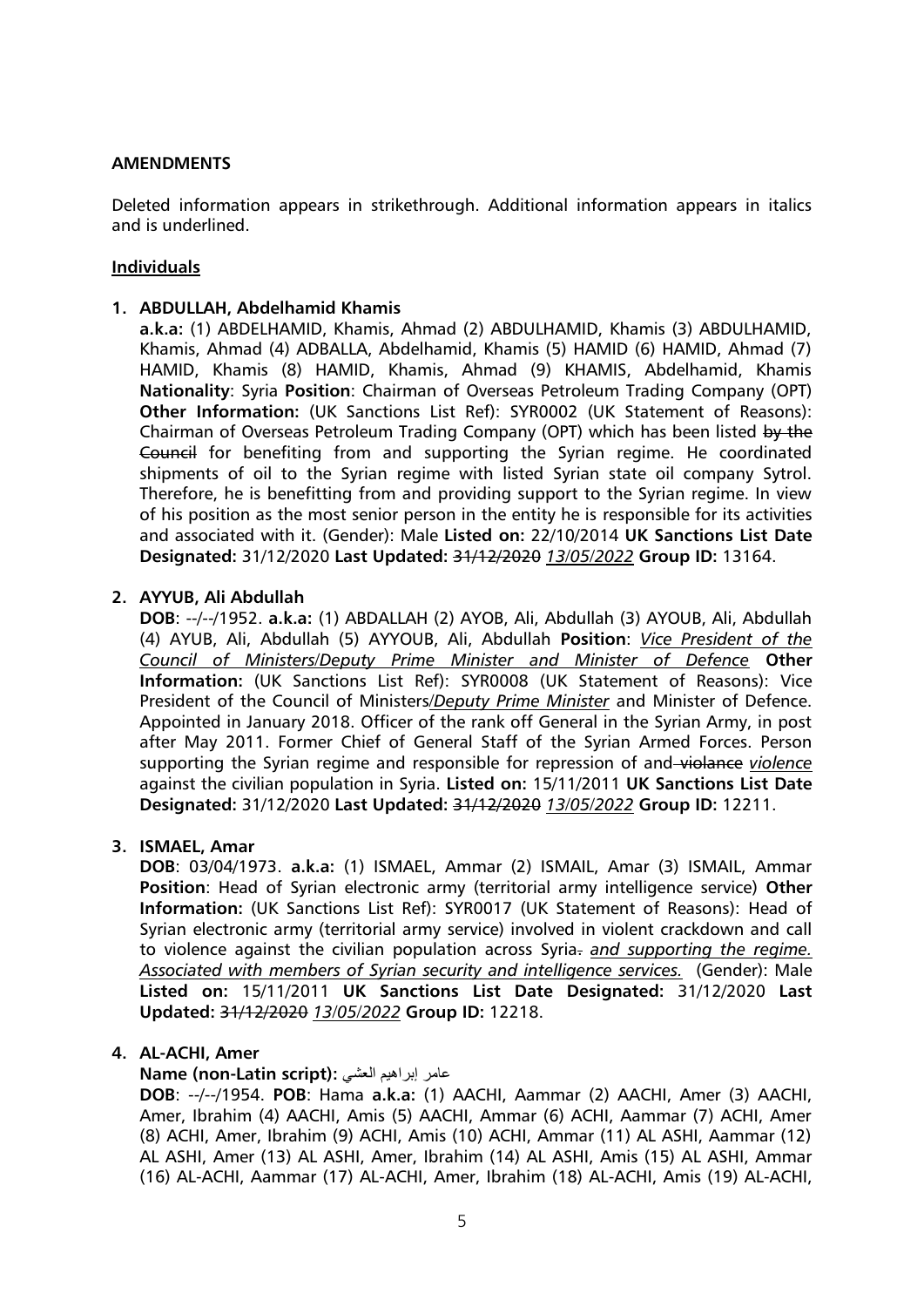**AMENDMENTS**

Deleted information appears in strikethrough. Additional information appears in italics and is underlined.

**<u>Individuals</u>**

1. **ABDULLAH, Abdelhamid Khamis**
   **a.k.a:** (1) ABDELHAMID, Khamis, Ahmad (2) ABDULHAMID, Khamis (3) ABDULHAMID, Khamis, Ahmad (4) ADBALLA, Abdelhamid, Khamis (5) HAMID (6) HAMID, Ahmad (7) HAMID, Khamis (8) HAMID, Khamis, Ahmad (9) KHAMIS, Abdelhamid, Khamis **Nationality**: Syria **Position**: Chairman of Overseas Petroleum Trading Company (OPT) **Other Information:** (UK Sanctions List Ref): SYR0002 (UK Statement of Reasons): Chairman of Overseas Petroleum Trading Company (OPT) which has been listed ~~by the Council~~ for benefiting from and supporting the Syrian regime. He coordinated shipments of oil to the Syrian regime with listed Syrian state oil company Sytrol. Therefore, he is benefitting from and providing support to the Syrian regime. In view of his position as the most senior person in the entity he is responsible for its activities and associated with it. (Gender): Male **Listed on:** 22/10/2014 **UK Sanctions List Date Designated:** 31/12/2020 **Last Updated:** ~~31/12/2020~~ *<u>13/05/2022</u>* **Group ID:** 13164.

2. **AYYUB, Ali Abdullah**
   **DOB**: --/--/1952. **a.k.a:** (1) ABDALLAH (2) AYOB, Ali, Abdullah (3) AYOUB, Ali, Abdullah (4) AYUB, Ali, Abdullah (5) AYYOUB, Ali, Abdullah **Position**: *<u>Vice President of the Council of Ministers/Deputy Prime Minister and Minister of Defence</u>* **Other Information:** (UK Sanctions List Ref): SYR0008 (UK Statement of Reasons): Vice President of the Council of Ministers/*<u>Deputy Prime Minister</u>* and Minister of Defence. Appointed in January 2018. Officer of the rank off General in the Syrian Army, in post after May 2011. Former Chief of General Staff of the Syrian Armed Forces. Person supporting the Syrian regime and responsible for repression of and ~~violance~~ *<u>violence</u>* against the civilian population in Syria. **Listed on:** 15/11/2011 **UK Sanctions List Date Designated:** 31/12/2020 **Last Updated:** ~~31/12/2020~~ *<u>13/05/2022</u>* **Group ID:** 12211.

3. **ISMAEL, Amar**
   **DOB**: 03/04/1973. **a.k.a:** (1) ISMAEL, Ammar (2) ISMAIL, Amar (3) ISMAIL, Ammar **Position**: Head of Syrian electronic army (territorial army intelligence service) **Other Information:** (UK Sanctions List Ref): SYR0017 (UK Statement of Reasons): Head of Syrian electronic army (territorial army service) involved in violent crackdown and call to violence against the civilian population across Syria~~.~~ *<u>and supporting the regime. Associated with members of Syrian security and intelligence services.</u>* (Gender): Male **Listed on:** 15/11/2011 **UK Sanctions List Date Designated:** 31/12/2020 **Last Updated:** ~~31/12/2020~~ *<u>13/05/2022</u>* **Group ID:** 12218.

4. **AL-ACHI, Amer**
   **Name (non-Latin script):** عامر إبراهيم العشي
   **DOB**: --/--/1954. **POB**: Hama **a.k.a:** (1) AACHI, Aammar (2) AACHI, Amer (3) AACHI, Amer, Ibrahim (4) AACHI, Amis (5) AACHI, Ammar (6) ACHI, Aammar (7) ACHI, Amer (8) ACHI, Amer, Ibrahim (9) ACHI, Amis (10) ACHI, Ammar (11) AL ASHI, Aammar (12) AL ASHI, Amer (13) AL ASHI, Amer, Ibrahim (14) AL ASHI, Amis (15) AL ASHI, Ammar (16) AL-ACHI, Aammar (17) AL-ACHI, Amer, Ibrahim (18) AL-ACHI, Amis (19) AL-ACHI,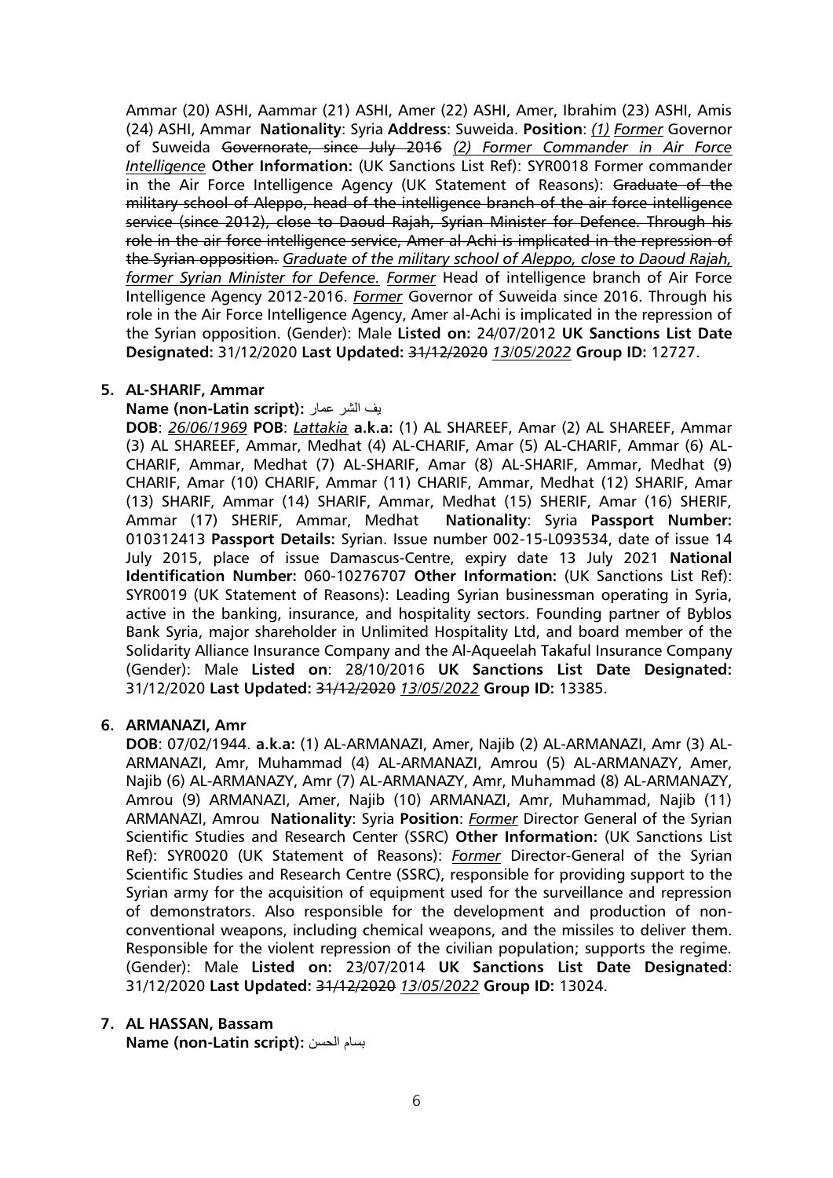Ammar (20) ASHI, Aammar (21) ASHI, Amer (22) ASHI, Amer, Ibrahim (23) ASHI, Amis (24) ASHI, Ammar **Nationality**: Syria **Address**: Suweida. **Position**: *(1)* *Former* Governor of Suweida ~~Governorate, since July 2016~~ *(2) Former Commander in Air Force Intelligence* **Other Information:** (UK Sanctions List Ref): SYR0018 Former commander in the Air Force Intelligence Agency (UK Statement of Reasons): ~~Graduate of the military school of Aleppo, head of the intelligence branch of the air force intelligence service (since 2012), close to Daoud Rajah, Syrian Minister for Defence. Through his role in the air force intelligence service, Amer al-Achi is implicated in the repression of the Syrian opposition.~~ *Graduate of the military school of Aleppo, close to Daoud Rajah, former Syrian Minister for Defence. Former* Head of intelligence branch of Air Force Intelligence Agency 2012-2016. *Former* Governor of Suweida since 2016. Through his role in the Air Force Intelligence Agency, Amer al-Achi is implicated in the repression of the Syrian opposition. (Gender): Male **Listed on:** 24/07/2012 **UK Sanctions List Date Designated:** 31/12/2020 **Last Updated:** ~~31/12/2020~~ *13/05/2022* **Group ID:** 12727.

5. **AL-SHARIF, Ammar**

   **Name (non-Latin script):** يف الشر عمار

   **DOB**: *26/06/1969* **POB**: *Lattakia* **a.k.a:** (1) AL SHAREEF, Amar (2) AL SHAREEF, Ammar (3) AL SHAREEF, Ammar, Medhat (4) AL-CHARIF, Amar (5) AL-CHARIF, Ammar (6) AL-CHARIF, Ammar, Medhat (7) AL-SHARIF, Amar (8) AL-SHARIF, Ammar, Medhat (9) CHARIF, Amar (10) CHARIF, Ammar (11) CHARIF, Ammar, Medhat (12) SHARIF, Amar (13) SHARIF, Ammar (14) SHARIF, Ammar, Medhat (15) SHERIF, Amar (16) SHERIF, Ammar (17) SHERIF, Ammar, Medhat **Nationality**: Syria **Passport Number:** 010312413 **Passport Details:** Syrian. Issue number 002-15-L093534, date of issue 14 July 2015, place of issue Damascus-Centre, expiry date 13 July 2021 **National Identification Number:** 060-10276707 **Other Information:** (UK Sanctions List Ref): SYR0019 (UK Statement of Reasons): Leading Syrian businessman operating in Syria, active in the banking, insurance, and hospitality sectors. Founding partner of Byblos Bank Syria, major shareholder in Unlimited Hospitality Ltd, and board member of the Solidarity Alliance Insurance Company and the Al-Aqueelah Takaful Insurance Company (Gender): Male **Listed on**: 28/10/2016 **UK Sanctions List Date Designated:** 31/12/2020 **Last Updated:** ~~31/12/2020~~ *13/05/2022* **Group ID:** 13385.

6. **ARMANAZI, Amr**

   **DOB**: 07/02/1944. **a.k.a:** (1) AL-ARMANAZI, Amer, Najib (2) AL-ARMANAZI, Amr (3) AL-ARMANAZI, Amr, Muhammad (4) AL-ARMANAZI, Amrou (5) AL-ARMANAZY, Amer, Najib (6) AL-ARMANAZY, Amr (7) AL-ARMANAZY, Amr, Muhammad (8) AL-ARMANAZY, Amrou (9) ARMANAZI, Amer, Najib (10) ARMANAZI, Amr, Muhammad, Najib (11) ARMANAZI, Amrou **Nationality**: Syria **Position**: *Former* Director General of the Syrian Scientific Studies and Research Center (SSRC) **Other Information:** (UK Sanctions List Ref): SYR0020 (UK Statement of Reasons): *Former* Director-General of the Syrian Scientific Studies and Research Centre (SSRC), responsible for providing support to the Syrian army for the acquisition of equipment used for the surveillance and repression of demonstrators. Also responsible for the development and production of non-conventional weapons, including chemical weapons, and the missiles to deliver them. Responsible for the violent repression of the civilian population; supports the regime. (Gender): Male **Listed on:** 23/07/2014 **UK Sanctions List Date Designated**: 31/12/2020 **Last Updated:** ~~31/12/2020~~ *13/05/2022* **Group ID:** 13024.

7. **AL HASSAN, Bassam**

   **Name (non-Latin script):** بسام الحسن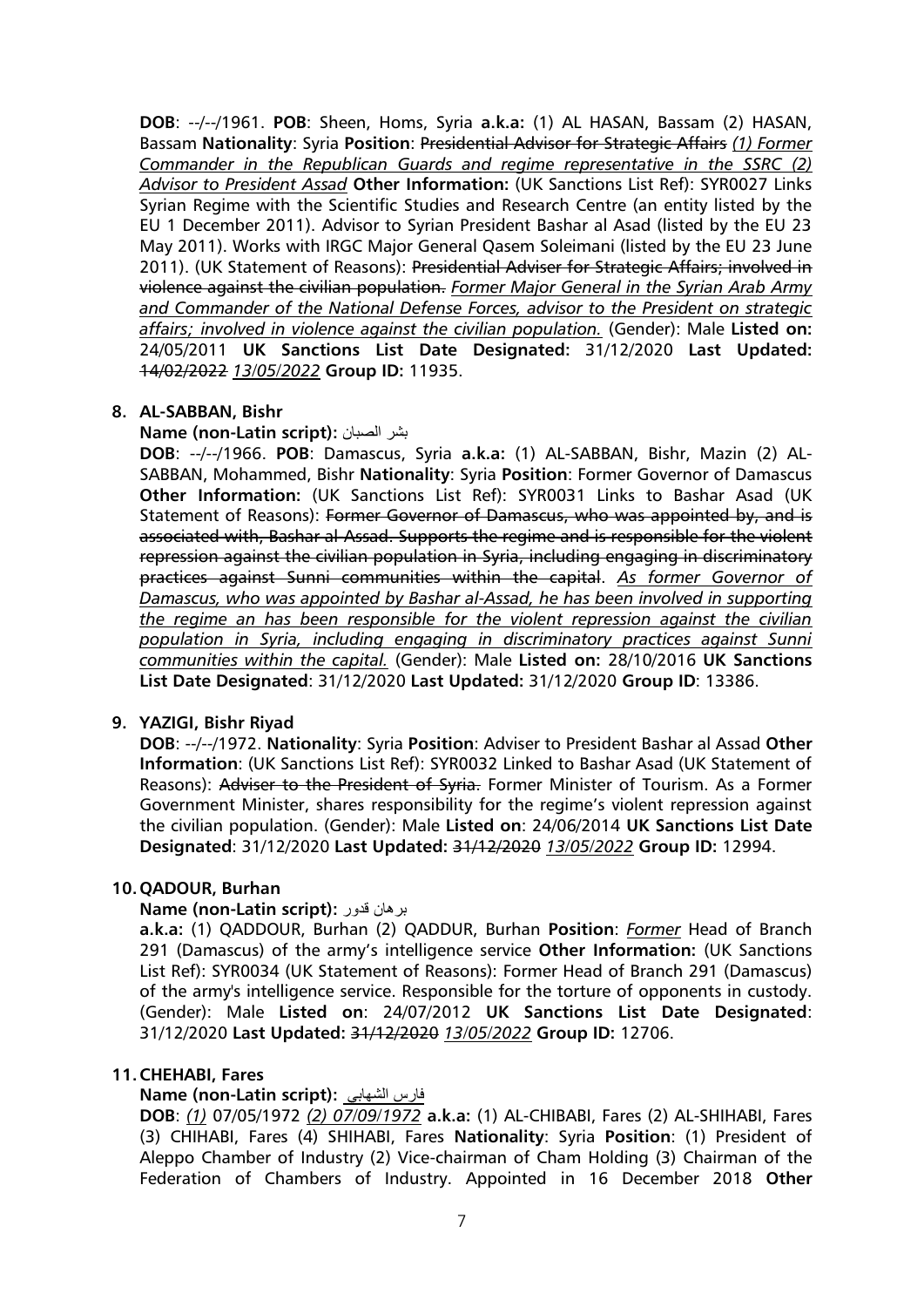**DOB**: --/--/1961. **POB**: Sheen, Homs, Syria **a.k.a:** (1) AL HASAN, Bassam (2) HASAN, Bassam **Nationality**: Syria **Position**: ~~Presidential Advisor for Strategic Affairs~~ *(1) Former Commander in the Republican Guards and regime representative in the SSRC (2) Advisor to President Assad* **Other Information:** (UK Sanctions List Ref): SYR0027 Links Syrian Regime with the Scientific Studies and Research Centre (an entity listed by the EU 1 December 2011). Advisor to Syrian President Bashar al Asad (listed by the EU 23 May 2011). Works with IRGC Major General Qasem Soleimani (listed by the EU 23 June 2011). (UK Statement of Reasons): ~~Presidential Adviser for Strategic Affairs; involved in violence against the civilian population.~~ *Former Major General in the Syrian Arab Army and Commander of the National Defense Forces, advisor to the President on strategic affairs; involved in violence against the civilian population.* (Gender): Male **Listed on:** 24/05/2011 **UK Sanctions List Date Designated:** 31/12/2020 **Last Updated:** ~~14/02/2022~~ *13/05/2022* **Group ID:** 11935.

8. **AL-SABBAN, Bishr**

   **Name (non-Latin script):** بشر الصبان

   **DOB**: --/--/1966. **POB**: Damascus, Syria **a.k.a:** (1) AL-SABBAN, Bishr, Mazin (2) AL-SABBAN, Mohammed, Bishr **Nationality**: Syria **Position**: Former Governor of Damascus **Other Information:** (UK Sanctions List Ref): SYR0031 Links to Bashar Asad (UK Statement of Reasons): ~~Former Governor of Damascus, who was appointed by, and is associated with, Bashar al Assad. Supports the regime and is responsible for the violent repression against the civilian population in Syria, including engaging in discriminatory practices against Sunni communities within the capital~~. *As former Governor of Damascus, who was appointed by Bashar al-Assad, he has been involved in supporting the regime an has been responsible for the violent repression against the civilian population in Syria, including engaging in discriminatory practices against Sunni communities within the capital.* (Gender): Male **Listed on:** 28/10/2016 **UK Sanctions List Date Designated**: 31/12/2020 **Last Updated:** 31/12/2020 **Group ID**: 13386.

9. **YAZIGI, Bishr Riyad**

   **DOB**: --/--/1972. **Nationality**: Syria **Position**: Adviser to President Bashar al Assad **Other Information**: (UK Sanctions List Ref): SYR0032 Linked to Bashar Asad (UK Statement of Reasons): ~~Adviser to the President of Syria.~~ Former Minister of Tourism. As a Former Government Minister, shares responsibility for the regime's violent repression against the civilian population. (Gender): Male **Listed on**: 24/06/2014 **UK Sanctions List Date Designated**: 31/12/2020 **Last Updated:** ~~31/12/2020~~ *13/05/2022* **Group ID:** 12994.

10. **QADOUR, Burhan**

    **Name (non-Latin script):** برهان قدور

    **a.k.a:** (1) QADDOUR, Burhan (2) QADDUR, Burhan **Position**: *Former* Head of Branch 291 (Damascus) of the army's intelligence service **Other Information:** (UK Sanctions List Ref): SYR0034 (UK Statement of Reasons): Former Head of Branch 291 (Damascus) of the army's intelligence service. Responsible for the torture of opponents in custody. (Gender): Male **Listed on**: 24/07/2012 **UK Sanctions List Date Designated**: 31/12/2020 **Last Updated:** ~~31/12/2020~~ *13/05/2022* **Group ID:** 12706.

11. **CHEHABI, Fares**

    **Name (non-Latin script):** فارس الشهابي

    **DOB**: *(1)* 07/05/1972 *(2) 07/09/1972* **a.k.a:** (1) AL-CHIBABI, Fares (2) AL-SHIHABI, Fares (3) CHIHABI, Fares (4) SHIHABI, Fares **Nationality**: Syria **Position**: (1) President of Aleppo Chamber of Industry (2) Vice-chairman of Cham Holding (3) Chairman of the Federation of Chambers of Industry. Appointed in 16 December 2018 **Other**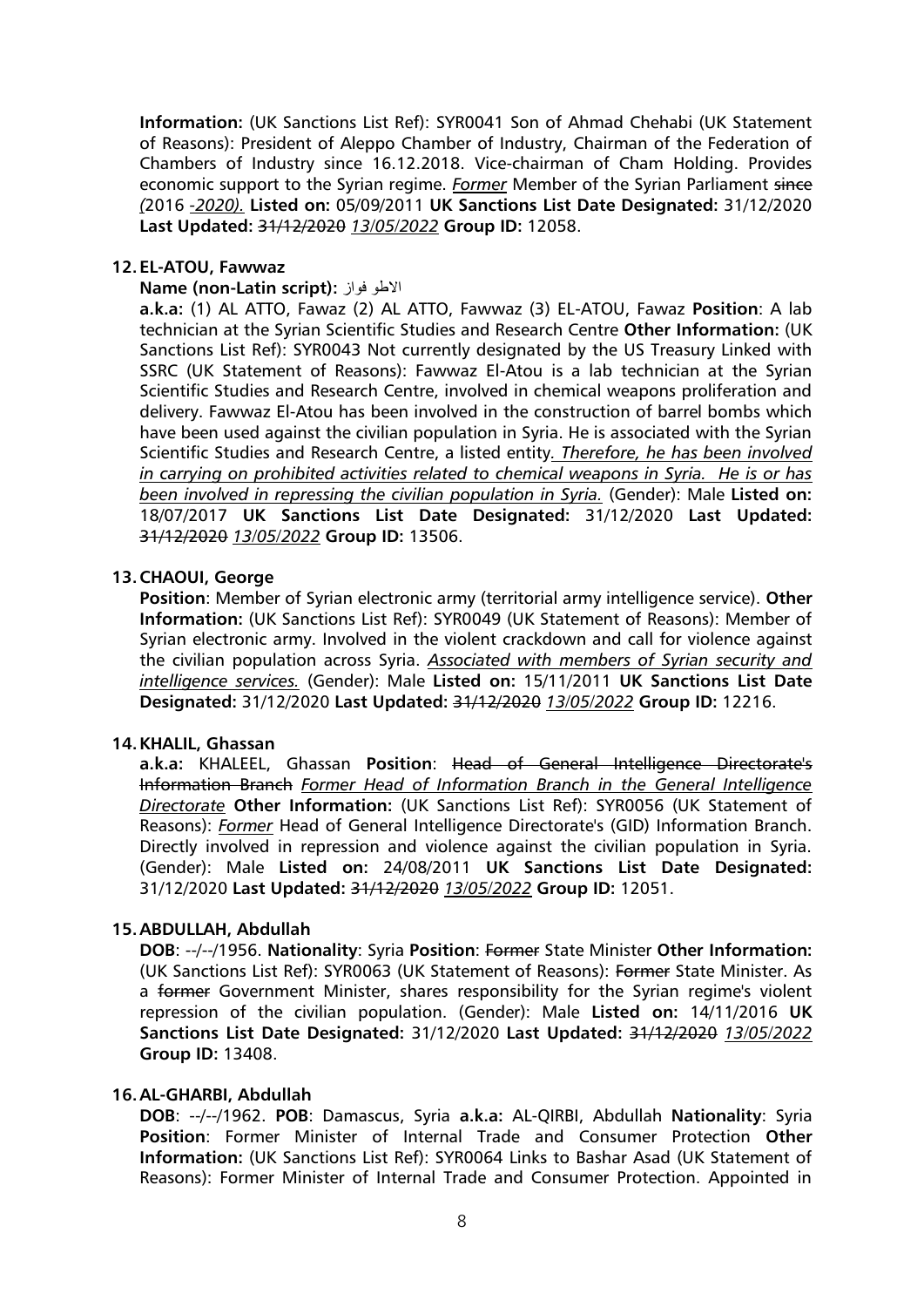**Information:** (UK Sanctions List Ref): SYR0041 Son of Ahmad Chehabi (UK Statement of Reasons): President of Aleppo Chamber of Industry, Chairman of the Federation of Chambers of Industry since 16.12.2018. Vice-chairman of Cham Holding. Provides economic support to the Syrian regime. *Former* Member of the Syrian Parliament ~~since~~ *(*2016 *-2020).* **Listed on:** 05/09/2011 **UK Sanctions List Date Designated:** 31/12/2020 **Last Updated:** ~~31/12/2020~~ *13/05/2022* **Group ID:** 12058.

**12. EL-ATOU, Fawwaz**

**Name (non-Latin script):** الاطو فواز

**a.k.a:** (1) AL ATTO, Fawaz (2) AL ATTO, Fawwaz (3) EL-ATOU, Fawaz **Position**: A lab technician at the Syrian Scientific Studies and Research Centre **Other Information:** (UK Sanctions List Ref): SYR0043 Not currently designated by the US Treasury Linked with SSRC (UK Statement of Reasons): Fawwaz El-Atou is a lab technician at the Syrian Scientific Studies and Research Centre, involved in chemical weapons proliferation and delivery. Fawwaz El-Atou has been involved in the construction of barrel bombs which have been used against the civilian population in Syria. He is associated with the Syrian Scientific Studies and Research Centre, a listed entity*. Therefore, he has been involved in carrying on prohibited activities related to chemical weapons in Syria. He is or has been involved in repressing the civilian population in Syria.* (Gender): Male **Listed on:** 18/07/2017 **UK Sanctions List Date Designated:** 31/12/2020 **Last Updated:** ~~31/12/2020~~ *13/05/2022* **Group ID:** 13506.

**13. CHAOUI, George**

**Position**: Member of Syrian electronic army (territorial army intelligence service). **Other Information:** (UK Sanctions List Ref): SYR0049 (UK Statement of Reasons): Member of Syrian electronic army. Involved in the violent crackdown and call for violence against the civilian population across Syria. *Associated with members of Syrian security and intelligence services.* (Gender): Male **Listed on:** 15/11/2011 **UK Sanctions List Date Designated:** 31/12/2020 **Last Updated:** ~~31/12/2020~~ *13/05/2022* **Group ID:** 12216.

**14. KHALIL, Ghassan**

**a.k.a:** KHALEEL, Ghassan **Position**: ~~Head of General Intelligence Directorate's Information Branch~~ *Former Head of Information Branch in the General Intelligence Directorate* **Other Information:** (UK Sanctions List Ref): SYR0056 (UK Statement of Reasons): *Former* Head of General Intelligence Directorate's (GID) Information Branch. Directly involved in repression and violence against the civilian population in Syria. (Gender): Male **Listed on:** 24/08/2011 **UK Sanctions List Date Designated:** 31/12/2020 **Last Updated:** ~~31/12/2020~~ *13/05/2022* **Group ID:** 12051.

**15. ABDULLAH, Abdullah**

**DOB**: --/--/1956. **Nationality**: Syria **Position**: ~~Former~~ State Minister **Other Information:** (UK Sanctions List Ref): SYR0063 (UK Statement of Reasons): ~~Former~~ State Minister. As a ~~former~~ Government Minister, shares responsibility for the Syrian regime's violent repression of the civilian population. (Gender): Male **Listed on:** 14/11/2016 **UK Sanctions List Date Designated:** 31/12/2020 **Last Updated:** ~~31/12/2020~~ *13/05/2022* **Group ID:** 13408.

**16. AL-GHARBI, Abdullah**

**DOB**: --/--/1962. **POB**: Damascus, Syria **a.k.a:** AL-QIRBI, Abdullah **Nationality**: Syria **Position**: Former Minister of Internal Trade and Consumer Protection **Other Information:** (UK Sanctions List Ref): SYR0064 Links to Bashar Asad (UK Statement of Reasons): Former Minister of Internal Trade and Consumer Protection. Appointed in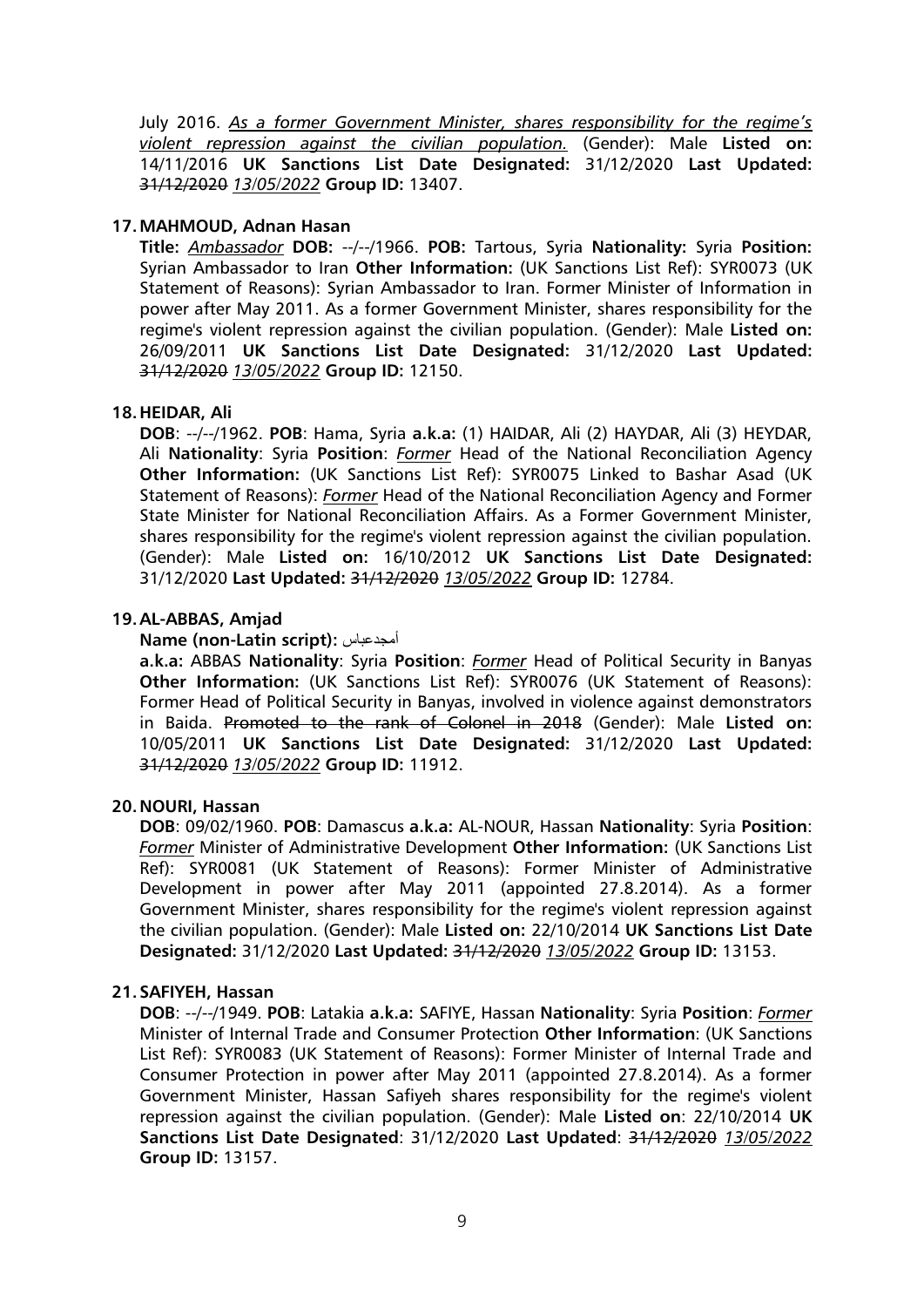July 2016. *<u>As a former Government Minister, shares responsibility for the regime's violent repression against the civilian population.</u>* (Gender): Male **Listed on:** 14/11/2016 **UK Sanctions List Date Designated:** 31/12/2020 **Last Updated:** ~~31/12/2020~~ *<u>13/05/2022</u>* **Group ID:** 13407.

**17. MAHMOUD, Adnan Hasan**

**Title:** *<u>Ambassador</u>* **DOB:** --/--/1966. **POB:** Tartous, Syria **Nationality:** Syria **Position:** Syrian Ambassador to Iran **Other Information:** (UK Sanctions List Ref): SYR0073 (UK Statement of Reasons): Syrian Ambassador to Iran. Former Minister of Information in power after May 2011. As a former Government Minister, shares responsibility for the regime's violent repression against the civilian population. (Gender): Male **Listed on:** 26/09/2011 **UK Sanctions List Date Designated:** 31/12/2020 **Last Updated:** ~~31/12/2020~~ *<u>13/05/2022</u>* **Group ID:** 12150.

**18. HEIDAR, Ali**

**DOB**: --/--/1962. **POB**: Hama, Syria **a.k.a:** (1) HAIDAR, Ali (2) HAYDAR, Ali (3) HEYDAR, Ali **Nationality**: Syria **Position**: *<u>Former</u>* Head of the National Reconciliation Agency **Other Information:** (UK Sanctions List Ref): SYR0075 Linked to Bashar Asad (UK Statement of Reasons): *<u>Former</u>* Head of the National Reconciliation Agency and Former State Minister for National Reconciliation Affairs. As a Former Government Minister, shares responsibility for the regime's violent repression against the civilian population. (Gender): Male **Listed on:** 16/10/2012 **UK Sanctions List Date Designated:** 31/12/2020 **Last Updated:** ~~31/12/2020~~ *<u>13/05/2022</u>* **Group ID:** 12784.

**19. AL-ABBAS, Amjad**

**Name (non-Latin script):** أمجدعباس

**a.k.a:** ABBAS **Nationality**: Syria **Position**: *<u>Former</u>* Head of Political Security in Banyas **Other Information:** (UK Sanctions List Ref): SYR0076 (UK Statement of Reasons): Former Head of Political Security in Banyas, involved in violence against demonstrators in Baida. ~~Promoted to the rank of Colonel in 2018~~ (Gender): Male **Listed on:** 10/05/2011 **UK Sanctions List Date Designated:** 31/12/2020 **Last Updated:** ~~31/12/2020~~ *<u>13/05/2022</u>* **Group ID:** 11912.

**20. NOURI, Hassan**

**DOB**: 09/02/1960. **POB**: Damascus **a.k.a:** AL-NOUR, Hassan **Nationality**: Syria **Position**: *<u>Former</u>* Minister of Administrative Development **Other Information:** (UK Sanctions List Ref): SYR0081 (UK Statement of Reasons): Former Minister of Administrative Development in power after May 2011 (appointed 27.8.2014). As a former Government Minister, shares responsibility for the regime's violent repression against the civilian population. (Gender): Male **Listed on:** 22/10/2014 **UK Sanctions List Date Designated:** 31/12/2020 **Last Updated:** ~~31/12/2020~~ *<u>13/05/2022</u>* **Group ID:** 13153.

**21. SAFIYEH, Hassan**

**DOB**: --/--/1949. **POB**: Latakia **a.k.a:** SAFIYE, Hassan **Nationality**: Syria **Position**: *<u>Former</u>* Minister of Internal Trade and Consumer Protection **Other Information**: (UK Sanctions List Ref): SYR0083 (UK Statement of Reasons): Former Minister of Internal Trade and Consumer Protection in power after May 2011 (appointed 27.8.2014). As a former Government Minister, Hassan Safiyeh shares responsibility for the regime's violent repression against the civilian population. (Gender): Male **Listed on**: 22/10/2014 **UK Sanctions List Date Designated**: 31/12/2020 **Last Updated**: ~~31/12/2020~~ *<u>13/05/2022</u>* **Group ID:** 13157.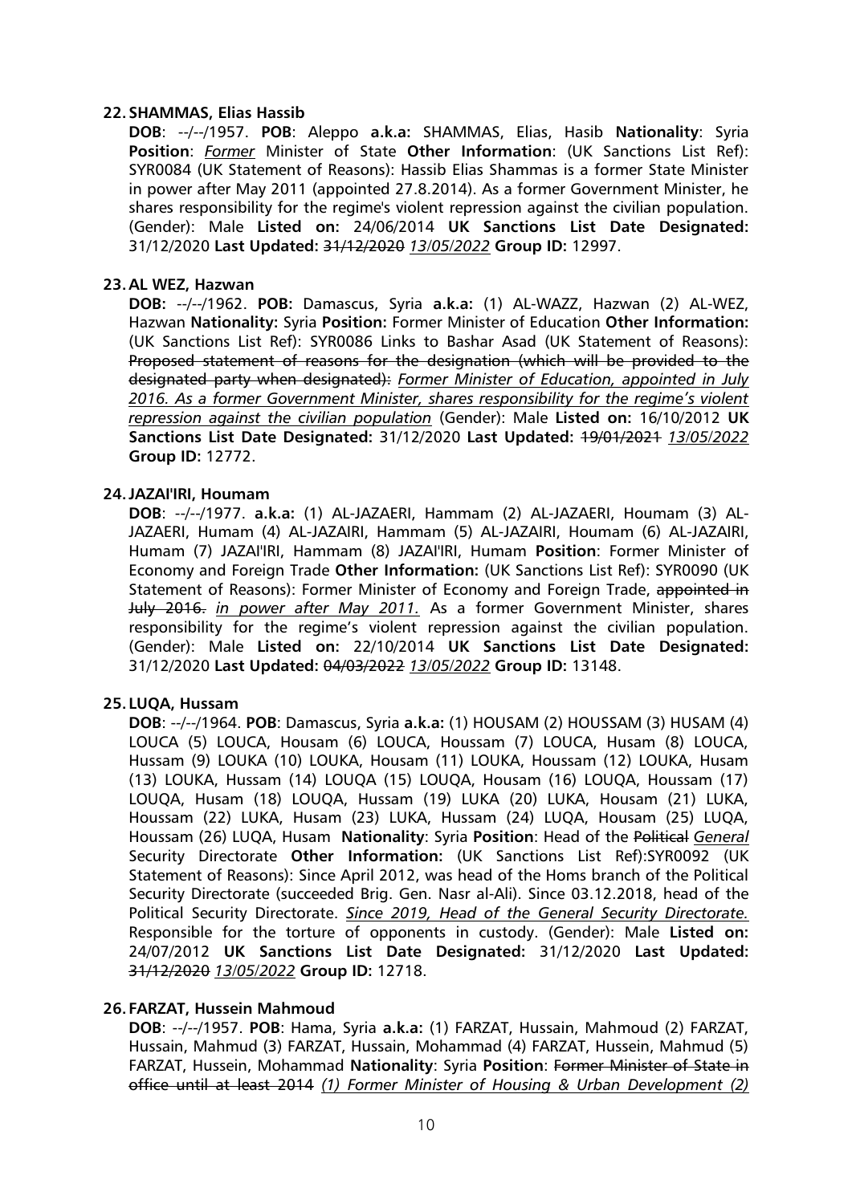**22. SHAMMAS, Elias Hassib**

**DOB**: --/--/1957. **POB**: Aleppo **a.k.a:** SHAMMAS, Elias, Hasib **Nationality**: Syria **Position**: *Former* Minister of State **Other Information**: (UK Sanctions List Ref): SYR0084 (UK Statement of Reasons): Hassib Elias Shammas is a former State Minister in power after May 2011 (appointed 27.8.2014). As a former Government Minister, he shares responsibility for the regime's violent repression against the civilian population. (Gender): Male **Listed on:** 24/06/2014 **UK Sanctions List Date Designated:** 31/12/2020 **Last Updated:** ~~31/12/2020~~ *13/05/2022* **Group ID:** 12997.

**23. AL WEZ, Hazwan**

**DOB:** --/--/1962. **POB:** Damascus, Syria **a.k.a:** (1) AL-WAZZ, Hazwan (2) AL-WEZ, Hazwan **Nationality:** Syria **Position:** Former Minister of Education **Other Information:** (UK Sanctions List Ref): SYR0086 Links to Bashar Asad (UK Statement of Reasons): ~~Proposed statement of reasons for the designation (which will be provided to the designated party when designated):~~ *Former Minister of Education, appointed in July 2016. As a former Government Minister, shares responsibility for the regime's violent repression against the civilian population* (Gender): Male **Listed on:** 16/10/2012 **UK Sanctions List Date Designated:** 31/12/2020 **Last Updated:** ~~19/01/2021~~ *13/05/2022* **Group ID:** 12772.

**24. JAZAI'IRI, Houmam**

**DOB**: --/--/1977. **a.k.a:** (1) AL-JAZAERI, Hammam (2) AL-JAZAERI, Houmam (3) AL-JAZAERI, Humam (4) AL-JAZAIRI, Hammam (5) AL-JAZAIRI, Houmam (6) AL-JAZAIRI, Humam (7) JAZAI'IRI, Hammam (8) JAZAI'IRI, Humam **Position**: Former Minister of Economy and Foreign Trade **Other Information:** (UK Sanctions List Ref): SYR0090 (UK Statement of Reasons): Former Minister of Economy and Foreign Trade, ~~appointed in July 2016.~~ *in power after May 2011.* As a former Government Minister, shares responsibility for the regime's violent repression against the civilian population. (Gender): Male **Listed on:** 22/10/2014 **UK Sanctions List Date Designated:** 31/12/2020 **Last Updated:** ~~04/03/2022~~ *13/05/2022* **Group ID:** 13148.

**25. LUQA, Hussam**

**DOB**: --/--/1964. **POB**: Damascus, Syria **a.k.a:** (1) HOUSAM (2) HOUSSAM (3) HUSAM (4) LOUCA (5) LOUCA, Housam (6) LOUCA, Houssam (7) LOUCA, Husam (8) LOUCA, Hussam (9) LOUKA (10) LOUKA, Housam (11) LOUKA, Houssam (12) LOUKA, Husam (13) LOUKA, Hussam (14) LOUQA (15) LOUQA, Housam (16) LOUQA, Houssam (17) LOUQA, Husam (18) LOUQA, Hussam (19) LUKA (20) LUKA, Housam (21) LUKA, Houssam (22) LUKA, Husam (23) LUKA, Hussam (24) LUQA, Housam (25) LUQA, Houssam (26) LUQA, Husam **Nationality**: Syria **Position**: Head of the ~~Political~~ *General* Security Directorate **Other Information:** (UK Sanctions List Ref):SYR0092 (UK Statement of Reasons): Since April 2012, was head of the Homs branch of the Political Security Directorate (succeeded Brig. Gen. Nasr al-Ali). Since 03.12.2018, head of the Political Security Directorate. *Since 2019, Head of the General Security Directorate.* Responsible for the torture of opponents in custody. (Gender): Male **Listed on:** 24/07/2012 **UK Sanctions List Date Designated:** 31/12/2020 **Last Updated:** ~~31/12/2020~~ *13/05/2022* **Group ID:** 12718.

**26. FARZAT, Hussein Mahmoud**

**DOB**: --/--/1957. **POB**: Hama, Syria **a.k.a:** (1) FARZAT, Hussain, Mahmoud (2) FARZAT, Hussain, Mahmud (3) FARZAT, Hussain, Mohammad (4) FARZAT, Hussein, Mahmud (5) FARZAT, Hussein, Mohammad **Nationality**: Syria **Position**: ~~Former Minister of State in office until at least 2014~~ *(1) Former Minister of Housing & Urban Development (2)*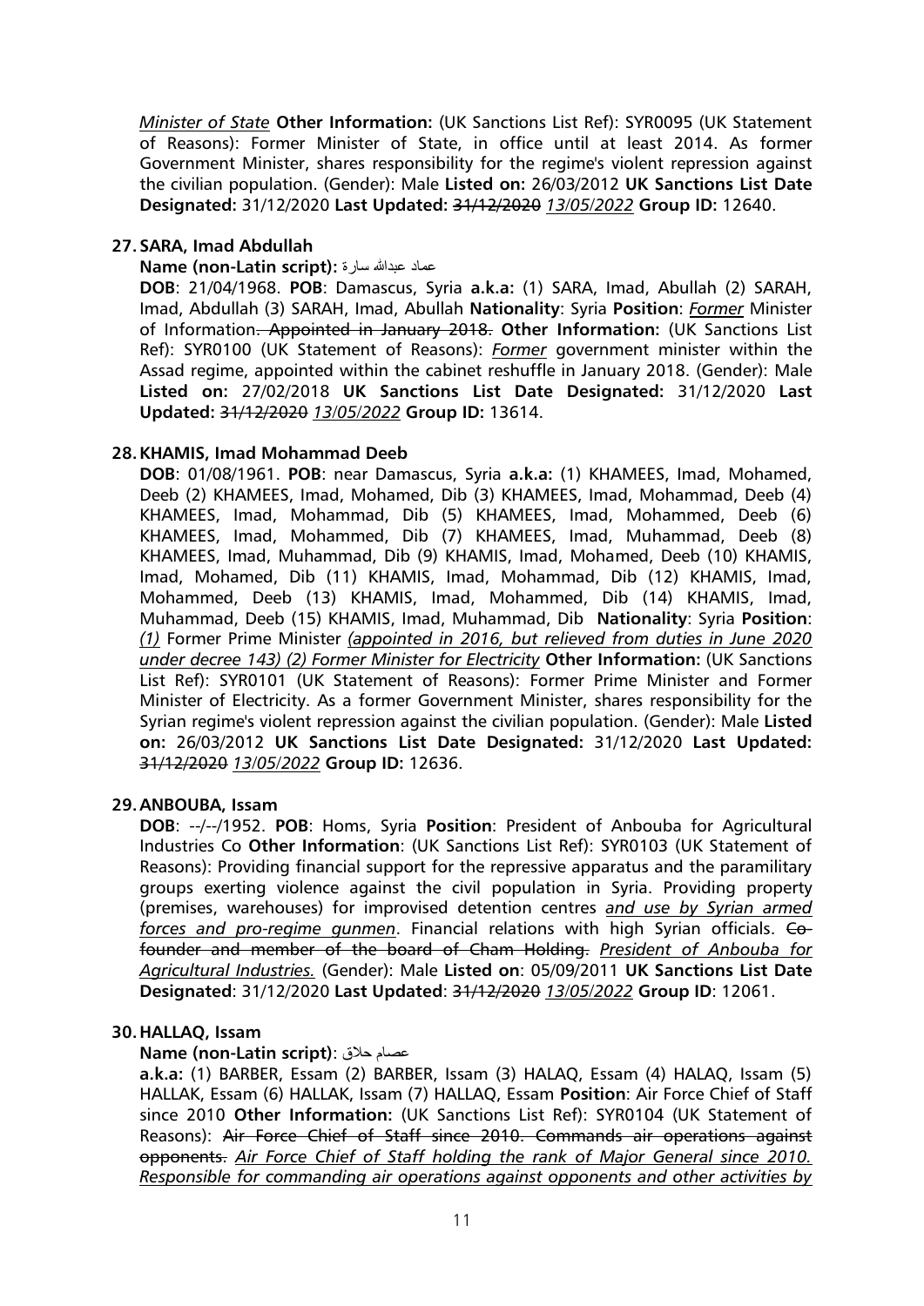*Minister of State* **Other Information:** (UK Sanctions List Ref): SYR0095 (UK Statement of Reasons): Former Minister of State, in office until at least 2014. As former Government Minister, shares responsibility for the regime's violent repression against the civilian population. (Gender): Male **Listed on:** 26/03/2012 **UK Sanctions List Date Designated:** 31/12/2020 **Last Updated:** ~~31/12/2020~~ *13/05/2022* **Group ID:** 12640.

**27. SARA, Imad Abdullah**

**Name (non-Latin script):** عماد عبدالله سارة

**DOB**: 21/04/1968. **POB**: Damascus, Syria **a.k.a:** (1) SARA, Imad, Abullah (2) SARAH, Imad, Abdullah (3) SARAH, Imad, Abullah **Nationality**: Syria **Position**: *Former* Minister of Information~~. Appointed in January 2018.~~ **Other Information:** (UK Sanctions List Ref): SYR0100 (UK Statement of Reasons): *Former* government minister within the Assad regime, appointed within the cabinet reshuffle in January 2018. (Gender): Male **Listed on:** 27/02/2018 **UK Sanctions List Date Designated:** 31/12/2020 **Last Updated:** ~~31/12/2020~~ *13/05/2022* **Group ID:** 13614.

**28. KHAMIS, Imad Mohammad Deeb**

**DOB**: 01/08/1961. **POB**: near Damascus, Syria **a.k.a:** (1) KHAMEES, Imad, Mohamed, Deeb (2) KHAMEES, Imad, Mohamed, Dib (3) KHAMEES, Imad, Mohammad, Deeb (4) KHAMEES, Imad, Mohammad, Dib (5) KHAMEES, Imad, Mohammed, Deeb (6) KHAMEES, Imad, Mohammed, Dib (7) KHAMEES, Imad, Muhammad, Deeb (8) KHAMEES, Imad, Muhammad, Dib (9) KHAMIS, Imad, Mohamed, Deeb (10) KHAMIS, Imad, Mohamed, Dib (11) KHAMIS, Imad, Mohammad, Dib (12) KHAMIS, Imad, Mohammed, Deeb (13) KHAMIS, Imad, Mohammed, Dib (14) KHAMIS, Imad, Muhammad, Deeb (15) KHAMIS, Imad, Muhammad, Dib **Nationality**: Syria **Position**: *(1)* Former Prime Minister *(appointed in 2016, but relieved from duties in June 2020 under decree 143) (2) Former Minister for Electricity* **Other Information:** (UK Sanctions List Ref): SYR0101 (UK Statement of Reasons): Former Prime Minister and Former Minister of Electricity. As a former Government Minister, shares responsibility for the Syrian regime's violent repression against the civilian population. (Gender): Male **Listed on:** 26/03/2012 **UK Sanctions List Date Designated:** 31/12/2020 **Last Updated:** ~~31/12/2020~~ *13/05/2022* **Group ID:** 12636.

**29. ANBOUBA, Issam**

**DOB**: --/--/1952. **POB**: Homs, Syria **Position**: President of Anbouba for Agricultural Industries Co **Other Information**: (UK Sanctions List Ref): SYR0103 (UK Statement of Reasons): Providing financial support for the repressive apparatus and the paramilitary groups exerting violence against the civil population in Syria. Providing property (premises, warehouses) for improvised detention centres *and use by Syrian armed forces and pro-regime gunmen*. Financial relations with high Syrian officials. ~~Co-founder and member of the board of Cham Holding.~~ *President of Anbouba for Agricultural Industries.* (Gender): Male **Listed on**: 05/09/2011 **UK Sanctions List Date Designated**: 31/12/2020 **Last Updated**: ~~31/12/2020~~ *13/05/2022* **Group ID**: 12061.

**30. HALLAQ, Issam**

**Name (non-Latin script)**: عصام حلاق

**a.k.a:** (1) BARBER, Essam (2) BARBER, Issam (3) HALAQ, Essam (4) HALAQ, Issam (5) HALLAK, Essam (6) HALLAK, Issam (7) HALLAQ, Essam **Position**: Air Force Chief of Staff since 2010 **Other Information:** (UK Sanctions List Ref): SYR0104 (UK Statement of Reasons): ~~Air Force Chief of Staff since 2010. Commands air operations against opponents.~~ *Air Force Chief of Staff holding the rank of Major General since 2010. Responsible for commanding air operations against opponents and other activities by*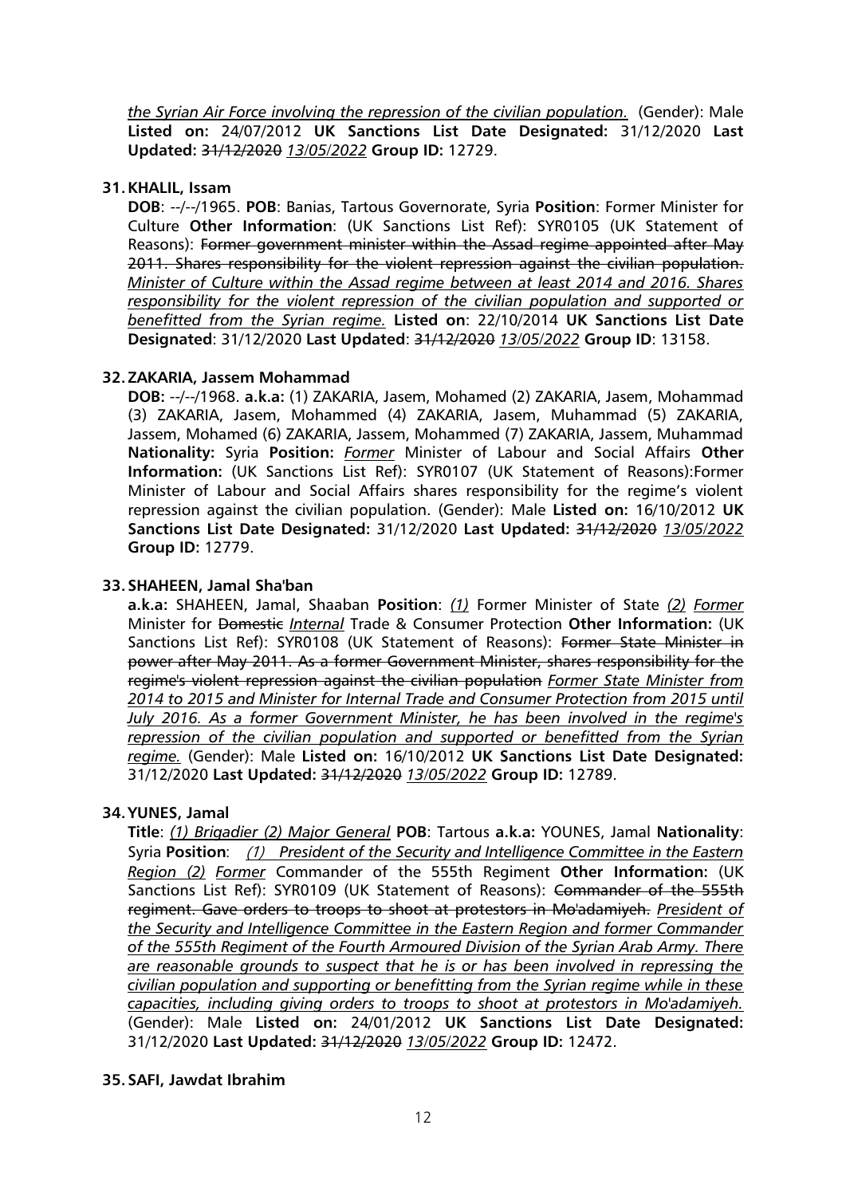*the Syrian Air Force involving the repression of the civilian population.* (Gender): Male **Listed on:** 24/07/2012 **UK Sanctions List Date Designated:** 31/12/2020 **Last Updated:** ~~31/12/2020~~ *13/05/2022* **Group ID:** 12729.

**31. KHALIL, Issam**

**DOB**: --/--/1965. **POB**: Banias, Tartous Governorate, Syria **Position**: Former Minister for Culture **Other Information**: (UK Sanctions List Ref): SYR0105 (UK Statement of Reasons): ~~Former government minister within the Assad regime appointed after May 2011. Shares responsibility for the violent repression against the civilian population.~~ *Minister of Culture within the Assad regime between at least 2014 and 2016. Shares responsibility for the violent repression of the civilian population and supported or benefitted from the Syrian regime.* **Listed on**: 22/10/2014 **UK Sanctions List Date Designated**: 31/12/2020 **Last Updated**: ~~31/12/2020~~ *13/05/2022* **Group ID**: 13158.

**32. ZAKARIA, Jassem Mohammad**

**DOB:** --/--/1968. **a.k.a:** (1) ZAKARIA, Jasem, Mohamed (2) ZAKARIA, Jasem, Mohammad (3) ZAKARIA, Jasem, Mohammed (4) ZAKARIA, Jasem, Muhammad (5) ZAKARIA, Jassem, Mohamed (6) ZAKARIA, Jassem, Mohammed (7) ZAKARIA, Jassem, Muhammad **Nationality:** Syria **Position:** *Former* Minister of Labour and Social Affairs **Other Information:** (UK Sanctions List Ref): SYR0107 (UK Statement of Reasons):Former Minister of Labour and Social Affairs shares responsibility for the regime's violent repression against the civilian population. (Gender): Male **Listed on:** 16/10/2012 **UK Sanctions List Date Designated:** 31/12/2020 **Last Updated:** ~~31/12/2020~~ *13/05/2022* **Group ID:** 12779.

**33. SHAHEEN, Jamal Sha'ban**

**a.k.a:** SHAHEEN, Jamal, Shaaban **Position**: *(1)* Former Minister of State *(2) Former* Minister for ~~Domestic~~ *Internal* Trade & Consumer Protection **Other Information:** (UK Sanctions List Ref): SYR0108 (UK Statement of Reasons): ~~Former State Minister in power after May 2011. As a former Government Minister, shares responsibility for the regime's violent repression against the civilian population~~ *Former State Minister from 2014 to 2015 and Minister for Internal Trade and Consumer Protection from 2015 until July 2016. As a former Government Minister, he has been involved in the regime's repression of the civilian population and supported or benefitted from the Syrian regime.* (Gender): Male **Listed on:** 16/10/2012 **UK Sanctions List Date Designated:** 31/12/2020 **Last Updated:** ~~31/12/2020~~ *13/05/2022* **Group ID:** 12789.

**34. YUNES, Jamal**

**Title**: *(1) Brigadier (2) Major General* **POB**: Tartous **a.k.a:** YOUNES, Jamal **Nationality**: Syria **Position**: *(1) President of the Security and Intelligence Committee in the Eastern Region (2) Former* Commander of the 555th Regiment **Other Information:** (UK Sanctions List Ref): SYR0109 (UK Statement of Reasons): ~~Commander of the 555th regiment. Gave orders to troops to shoot at protestors in Mo'adamiyeh.~~ *President of the Security and Intelligence Committee in the Eastern Region and former Commander of the 555th Regiment of the Fourth Armoured Division of the Syrian Arab Army. There are reasonable grounds to suspect that he is or has been involved in repressing the civilian population and supporting or benefitting from the Syrian regime while in these capacities, including giving orders to troops to shoot at protestors in Mo'adamiyeh.* (Gender): Male **Listed on:** 24/01/2012 **UK Sanctions List Date Designated:** 31/12/2020 **Last Updated:** ~~31/12/2020~~ *13/05/2022* **Group ID:** 12472.

**35. SAFI, Jawdat Ibrahim**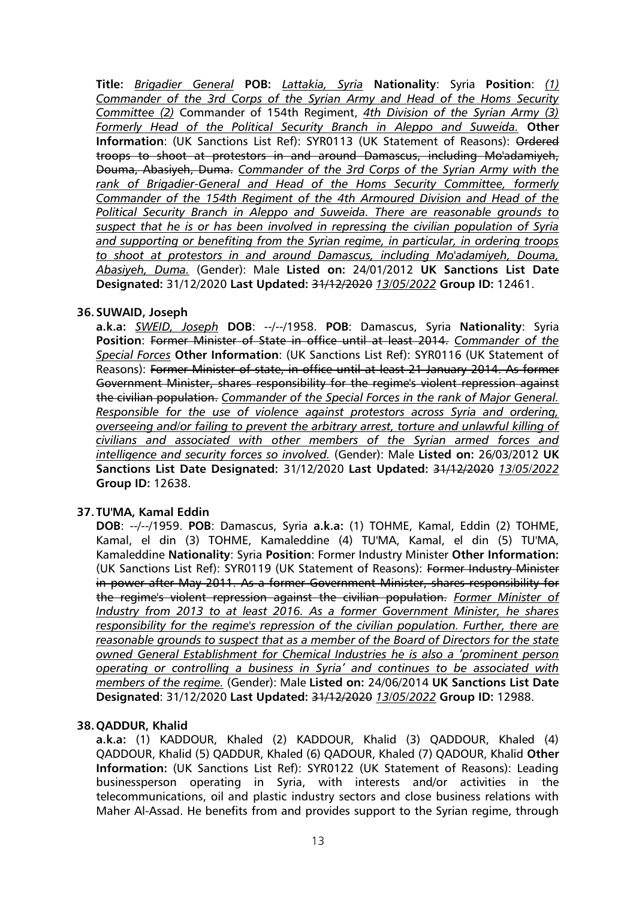**Title:** *Brigadier General* **POB:** *Lattakia, Syria* **Nationality**: Syria **Position**: *(1) Commander of the 3rd Corps of the Syrian Army and Head of the Homs Security Committee (2)* Commander of 154th Regiment, *4th Division of the Syrian Army (3) Formerly Head of the Political Security Branch in Aleppo and Suweida.* **Other Information**: (UK Sanctions List Ref): SYR0113 (UK Statement of Reasons): ~~Ordered troops to shoot at protestors in and around Damascus, including Mo'adamiyeh, Douma, Abasiyeh, Duma.~~ *Commander of the 3rd Corps of the Syrian Army with the rank of Brigadier-General and Head of the Homs Security Committee, formerly Commander of the 154th Regiment of the 4th Armoured Division and Head of the Political Security Branch in Aleppo and Suweida. There are reasonable grounds to suspect that he is or has been involved in repressing the civilian population of Syria and supporting or benefiting from the Syrian regime, in particular, in ordering troops to shoot at protestors in and around Damascus, including Mo'adamiyeh, Douma, Abasiyeh, Duma.* (Gender): Male **Listed on:** 24/01/2012 **UK Sanctions List Date Designated:** 31/12/2020 **Last Updated:** ~~31/12/2020~~ *13/05/2022* **Group ID:** 12461.

**36. SUWAID, Joseph**

**a.k.a:** *SWEID, Joseph* **DOB**: --/--/1958. **POB**: Damascus, Syria **Nationality**: Syria **Position**: ~~Former Minister of State in office until at least 2014.~~ *Commander of the Special Forces* **Other Information**: (UK Sanctions List Ref): SYR0116 (UK Statement of Reasons): ~~Former Minister of state, in office until at least 21 January 2014. As former Government Minister, shares responsibility for the regime's violent repression against the civilian population.~~ *Commander of the Special Forces in the rank of Major General. Responsible for the use of violence against protestors across Syria and ordering, overseeing and/or failing to prevent the arbitrary arrest, torture and unlawful killing of civilians and associated with other members of the Syrian armed forces and intelligence and security forces so involved.* (Gender): Male **Listed on:** 26/03/2012 **UK Sanctions List Date Designated:** 31/12/2020 **Last Updated:** ~~31/12/2020~~ *13/05/2022* **Group ID:** 12638.

**37. TU'MA, Kamal Eddin**

**DOB**: --/--/1959. **POB**: Damascus, Syria **a.k.a:** (1) TOHME, Kamal, Eddin (2) TOHME, Kamal, el din (3) TOHME, Kamaleddine (4) TU'MA, Kamal, el din (5) TU'MA, Kamaleddine **Nationality**: Syria **Position**: Former Industry Minister **Other Information:** (UK Sanctions List Ref): SYR0119 (UK Statement of Reasons): ~~Former Industry Minister in power after May 2011. As a former Government Minister, shares responsibility for the regime's violent repression against the civilian population.~~ *Former Minister of Industry from 2013 to at least 2016. As a former Government Minister, he shares responsibility for the regime's repression of the civilian population. Further, there are reasonable grounds to suspect that as a member of the Board of Directors for the state owned General Establishment for Chemical Industries he is also a 'prominent person operating or controlling a business in Syria' and continues to be associated with members of the regime.* (Gender): Male **Listed on:** 24/06/2014 **UK Sanctions List Date Designated**: 31/12/2020 **Last Updated:** ~~31/12/2020~~ *13/05/2022* **Group ID:** 12988.

**38. QADDUR, Khalid**

**a.k.a:** (1) KADDOUR, Khaled (2) KADDOUR, Khalid (3) QADDOUR, Khaled (4) QADDOUR, Khalid (5) QADDUR, Khaled (6) QADOUR, Khaled (7) QADOUR, Khalid **Other Information:** (UK Sanctions List Ref): SYR0122 (UK Statement of Reasons): Leading businessperson operating in Syria, with interests and/or activities in the telecommunications, oil and plastic industry sectors and close business relations with Maher Al-Assad. He benefits from and provides support to the Syrian regime, through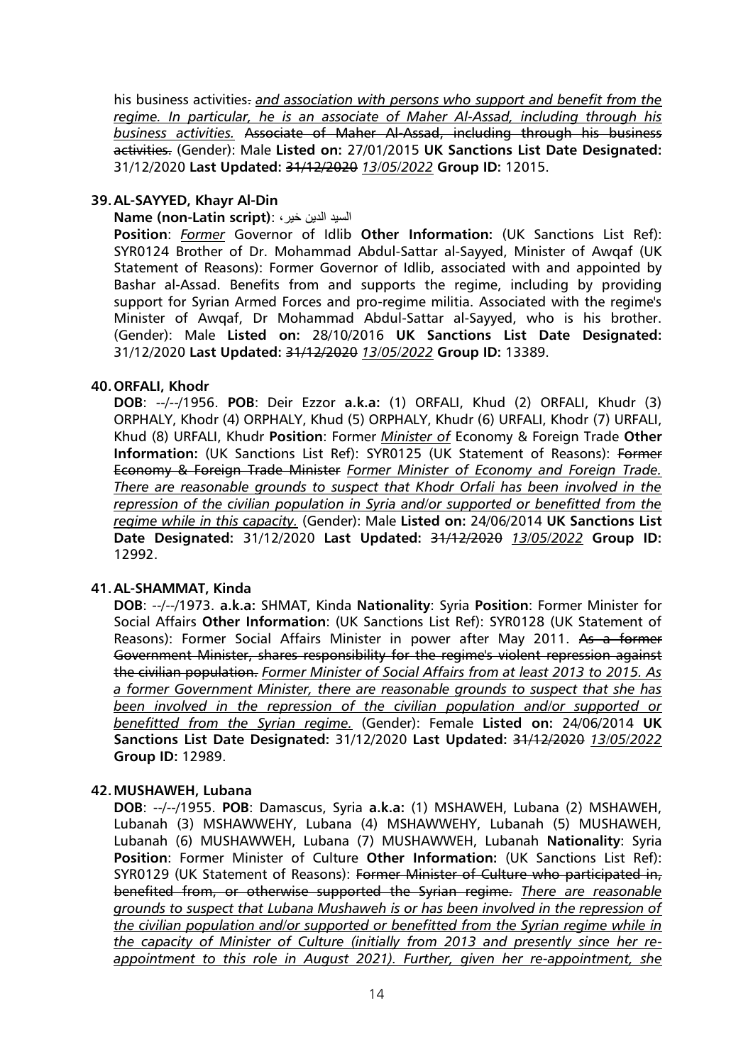his business activities~~.~~ *and association with persons who support and benefit from the regime. In particular, he is an associate of Maher Al-Assad, including through his business activities.* ~~Associate of Maher Al-Assad, including through his business activities.~~ (Gender): Male **Listed on:** 27/01/2015 **UK Sanctions List Date Designated:** 31/12/2020 **Last Updated:** ~~31/12/2020~~ *13/05/2022* **Group ID:** 12015.

**39. AL-SAYYED, Khayr Al-Din**

**Name (non-Latin script)**: السيد الدين خير،

**Position**: *Former* Governor of Idlib **Other Information:** (UK Sanctions List Ref): SYR0124 Brother of Dr. Mohammad Abdul-Sattar al-Sayyed, Minister of Awqaf (UK Statement of Reasons): Former Governor of Idlib, associated with and appointed by Bashar al-Assad. Benefits from and supports the regime, including by providing support for Syrian Armed Forces and pro-regime militia. Associated with the regime's Minister of Awqaf, Dr Mohammad Abdul-Sattar al-Sayyed, who is his brother. (Gender): Male **Listed on:** 28/10/2016 **UK Sanctions List Date Designated:** 31/12/2020 **Last Updated:** ~~31/12/2020~~ *13/05/2022* **Group ID:** 13389.

**40. ORFALI, Khodr**

**DOB**: --/--/1956. **POB**: Deir Ezzor **a.k.a:** (1) ORFALI, Khud (2) ORFALI, Khudr (3) ORPHALY, Khodr (4) ORPHALY, Khud (5) ORPHALY, Khudr (6) URFALI, Khodr (7) URFALI, Khud (8) URFALI, Khudr **Position**: Former *Minister of* Economy & Foreign Trade **Other Information:** (UK Sanctions List Ref): SYR0125 (UK Statement of Reasons): ~~Former Economy & Foreign Trade Minister~~ *Former Minister of Economy and Foreign Trade. There are reasonable grounds to suspect that Khodr Orfali has been involved in the repression of the civilian population in Syria and/or supported or benefitted from the regime while in this capacity.* (Gender): Male **Listed on:** 24/06/2014 **UK Sanctions List Date Designated:** 31/12/2020 **Last Updated:** ~~31/12/2020~~ *13/05/2022* **Group ID:** 12992.

**41. AL-SHAMMAT, Kinda**

**DOB**: --/--/1973. **a.k.a:** SHMAT, Kinda **Nationality**: Syria **Position**: Former Minister for Social Affairs **Other Information**: (UK Sanctions List Ref): SYR0128 (UK Statement of Reasons): Former Social Affairs Minister in power after May 2011. ~~As a former Government Minister, shares responsibility for the regime's violent repression against the civilian population.~~ *Former Minister of Social Affairs from at least 2013 to 2015. As a former Government Minister, there are reasonable grounds to suspect that she has been involved in the repression of the civilian population and/or supported or benefitted from the Syrian regime.* (Gender): Female **Listed on:** 24/06/2014 **UK Sanctions List Date Designated:** 31/12/2020 **Last Updated:** ~~31/12/2020~~ *13/05/2022* **Group ID:** 12989.

**42. MUSHAWEH, Lubana**

**DOB**: --/--/1955. **POB**: Damascus, Syria **a.k.a:** (1) MSHAWEH, Lubana (2) MSHAWEH, Lubanah (3) MSHAWWEHY, Lubana (4) MSHAWWEHY, Lubanah (5) MUSHAWEH, Lubanah (6) MUSHAWWEH, Lubana (7) MUSHAWWEH, Lubanah **Nationality**: Syria **Position**: Former Minister of Culture **Other Information:** (UK Sanctions List Ref): SYR0129 (UK Statement of Reasons): ~~Former Minister of Culture who participated in, benefited from, or otherwise supported the Syrian regime.~~ *There are reasonable grounds to suspect that Lubana Mushaweh is or has been involved in the repression of the civilian population and/or supported or benefitted from the Syrian regime while in the capacity of Minister of Culture (initially from 2013 and presently since her re-appointment to this role in August 2021). Further, given her re-appointment, she*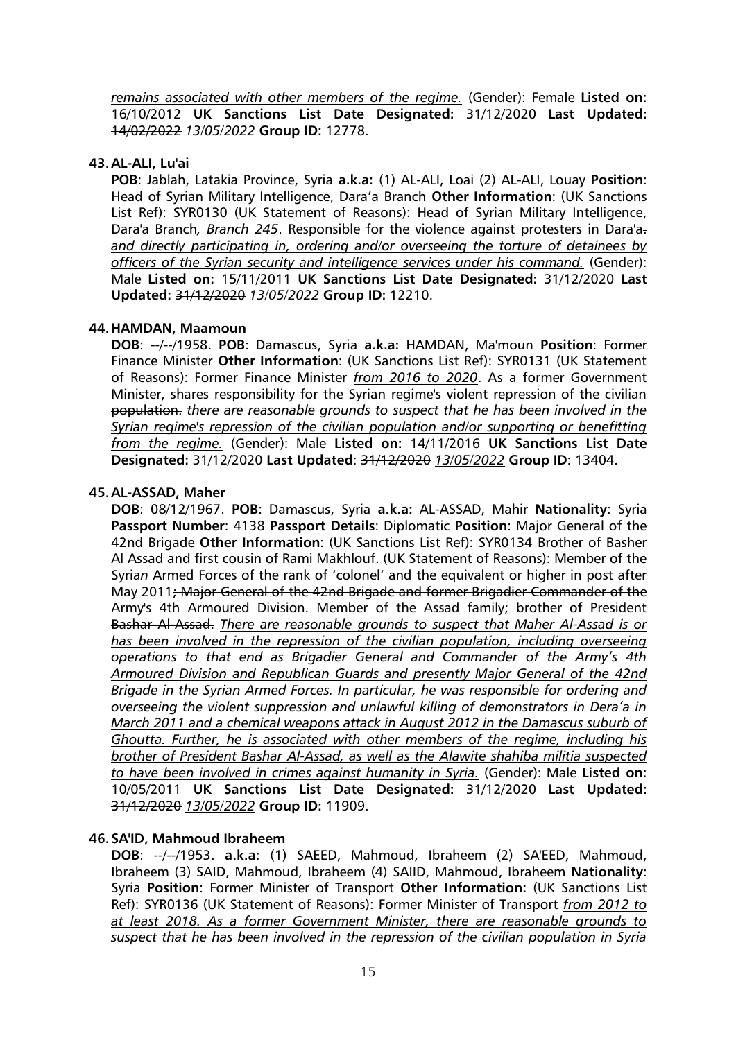*remains associated with other members of the regime.* (Gender): Female **Listed on:** 16/10/2012 **UK Sanctions List Date Designated:** 31/12/2020 **Last Updated:** ~~14/02/2022~~ *13/05/2022* **Group ID:** 12778.

**43. AL-ALI, Lu'ai**

**POB**: Jablah, Latakia Province, Syria **a.k.a:** (1) AL-ALI, Loai (2) AL-ALI, Louay **Position**: Head of Syrian Military Intelligence, Dara'a Branch **Other Information**: (UK Sanctions List Ref): SYR0130 (UK Statement of Reasons): Head of Syrian Military Intelligence, Dara'a Branch*, Branch 245*. Responsible for the violence against protesters in Dara'a~~.~~ *and directly participating in, ordering and/or overseeing the torture of detainees by officers of the Syrian security and intelligence services under his command.* (Gender): Male **Listed on:** 15/11/2011 **UK Sanctions List Date Designated:** 31/12/2020 **Last Updated:** ~~31/12/2020~~ *13/05/2022* **Group ID:** 12210.

**44. HAMDAN, Maamoun**

**DOB**: --/--/1958. **POB**: Damascus, Syria **a.k.a:** HAMDAN, Ma'moun **Position**: Former Finance Minister **Other Information**: (UK Sanctions List Ref): SYR0131 (UK Statement of Reasons): Former Finance Minister *from 2016 to 2020*. As a former Government Minister, ~~shares responsibility for the Syrian regime's violent repression of the civilian population.~~ *there are reasonable grounds to suspect that he has been involved in the Syrian regime's repression of the civilian population and/or supporting or benefitting from the regime.* (Gender): Male **Listed on:** 14/11/2016 **UK Sanctions List Date Designated:** 31/12/2020 **Last Updated**: ~~31/12/2020~~ *13/05/2022* **Group ID**: 13404.

**45. AL-ASSAD, Maher**

**DOB**: 08/12/1967. **POB**: Damascus, Syria **a.k.a:** AL-ASSAD, Mahir **Nationality**: Syria **Passport Number**: 4138 **Passport Details**: Diplomatic **Position**: Major General of the 42nd Brigade **Other Information**: (UK Sanctions List Ref): SYR0134 Brother of Basher Al Assad and first cousin of Rami Makhlouf. (UK Statement of Reasons): Member of the Syria*n* Armed Forces of the rank of 'colonel' and the equivalent or higher in post after May 2011~~; Major General of the 42nd Brigade and former Brigadier Commander of the Army's 4th Armoured Division. Member of the Assad family; brother of President Bashar Al-Assad.~~ *There are reasonable grounds to suspect that Maher Al-Assad is or has been involved in the repression of the civilian population, including overseeing operations to that end as Brigadier General and Commander of the Army's 4th Armoured Division and Republican Guards and presently Major General of the 42nd Brigade in the Syrian Armed Forces. In particular, he was responsible for ordering and overseeing the violent suppression and unlawful killing of demonstrators in Dera'a in March 2011 and a chemical weapons attack in August 2012 in the Damascus suburb of Ghoutta. Further, he is associated with other members of the regime, including his brother of President Bashar Al-Assad, as well as the Alawite shahiba militia suspected to have been involved in crimes against humanity in Syria.* (Gender): Male **Listed on:** 10/05/2011 **UK Sanctions List Date Designated:** 31/12/2020 **Last Updated:** ~~31/12/2020~~ *13/05/2022* **Group ID:** 11909.

**46. SA'ID, Mahmoud Ibraheem**

**DOB**: --/--/1953. **a.k.a:** (1) SAEED, Mahmoud, Ibraheem (2) SA'EED, Mahmoud, Ibraheem (3) SAID, Mahmoud, Ibraheem (4) SAIID, Mahmoud, Ibraheem **Nationality**: Syria **Position**: Former Minister of Transport **Other Information:** (UK Sanctions List Ref): SYR0136 (UK Statement of Reasons): Former Minister of Transport *from 2012 to at least 2018. As a former Government Minister, there are reasonable grounds to suspect that he has been involved in the repression of the civilian population in Syria*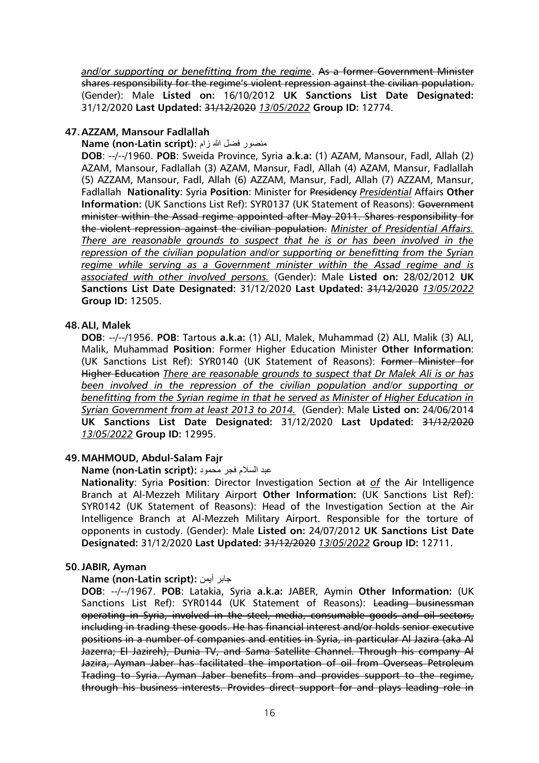*and/or supporting or benefitting from the regime*. ~~As a former Government Minister shares responsibility for the regime's violent repression against the civilian population.~~ (Gender): Male **Listed on:** 16/10/2012 **UK Sanctions List Date Designated:** 31/12/2020 **Last Updated:** ~~31/12/2020~~ *13/05/2022* **Group ID:** 12774.

**47. AZZAM, Mansour Fadlallah**

**Name (non-Latin script):** منصور فضل الله زام

**DOB**: --/--/1960. **POB**: Sweida Province, Syria **a.k.a:** (1) AZAM, Mansour, Fadl, Allah (2) AZAM, Mansour, Fadlallah (3) AZAM, Mansur, Fadl, Allah (4) AZAM, Mansur, Fadlallah (5) AZZAM, Mansour, Fadl, Allah (6) AZZAM, Mansur, Fadl, Allah (7) AZZAM, Mansur, Fadlallah **Nationality**: Syria **Position**: Minister for ~~Presidency~~ *Presidential* Affairs **Other Information:** (UK Sanctions List Ref): SYR0137 (UK Statement of Reasons): ~~Government minister within the Assad regime appointed after May 2011. Shares responsibility for the violent repression against the civilian population.~~ *Minister of Presidential Affairs. There are reasonable grounds to suspect that he is or has been involved in the repression of the civilian population and/or supporting or benefitting from the Syrian regime while serving as a Government minister within the Assad regime and is associated with other involved persons.* (Gender): Male **Listed on:** 28/02/2012 **UK Sanctions List Date Designated:** 31/12/2020 **Last Updated:** ~~31/12/2020~~ *13/05/2022* **Group ID:** 12505.

**48. ALI, Malek**

**DOB**: --/--/1956. **POB**: Tartous **a.k.a:** (1) ALI, Malek, Muhammad (2) ALI, Malik (3) ALI, Malik, Muhammad **Position**: Former Higher Education Minister **Other Information**: (UK Sanctions List Ref): SYR0140 (UK Statement of Reasons): ~~Former Minister for Higher Education~~ *There are reasonable grounds to suspect that Dr Malek Ali is or has been involved in the repression of the civilian population and/or supporting or benefitting from the Syrian regime in that he served as Minister of Higher Education in Syrian Government from at least 2013 to 2014.* (Gender): Male **Listed on:** 24/06/2014 **UK Sanctions List Date Designated:** 31/12/2020 **Last Updated:** ~~31/12/2020~~ *13/05/2022* **Group ID:** 12995.

**49. MAHMOUD, Abdul-Salam Fajr**

**Name (non-Latin script):** عبد السلام فجر محمود

**Nationality**: Syria **Position**: Director Investigation Section ~~at~~ *of* the Air Intelligence Branch at Al-Mezzeh Military Airport **Other Information:** (UK Sanctions List Ref): SYR0142 (UK Statement of Reasons): Head of the Investigation Section at the Air Intelligence Branch at Al-Mezzeh Military Airport. Responsible for the torture of opponents in custody. (Gender): Male **Listed on:** 24/07/2012 **UK Sanctions List Date Designated:** 31/12/2020 **Last Updated:** ~~31/12/2020~~ *13/05/2022* **Group ID:** 12711.

**50. JABIR, Ayman**

**Name (non-Latin script):** جابر أيمن

**DOB**: --/--/1967. **POB**: Latakia, Syria **a.k.a:** JABER, Aymin **Other Information:** (UK Sanctions List Ref): SYR0144 (UK Statement of Reasons): ~~Leading businessman operating in Syria, involved in the steel, media, consumable goods and oil sectors, including in trading these goods. He has financial interest and/or holds senior executive positions in a number of companies and entities in Syria, in particular Al Jazira (aka Al Jazerra; El Jazireh), Dunia TV, and Sama Satellite Channel. Through his company Al Jazira, Ayman Jaber has facilitated the importation of oil from Overseas Petroleum Trading to Syria. Ayman Jaber benefits from and provides support to the regime, through his business interests. Provides direct support for and plays leading role in~~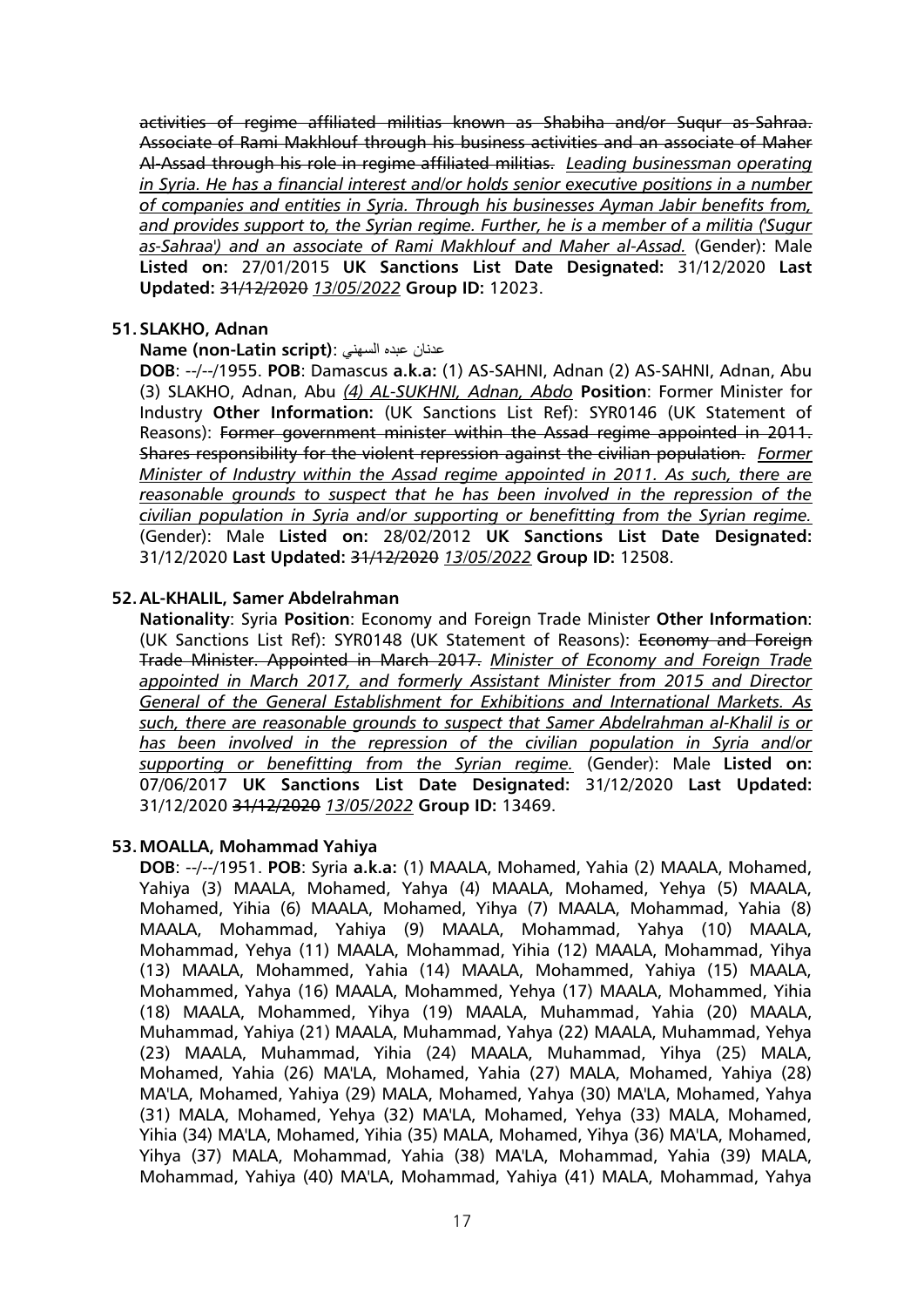~~activities of regime affiliated militias known as Shabiha and/or Suqur as-Sahraa. Associate of Rami Makhlouf through his business activities and an associate of Maher Al-Assad through his role in regime affiliated militias.~~ *Leading businessman operating in Syria. He has a financial interest and/or holds senior executive positions in a number of companies and entities in Syria. Through his businesses Ayman Jabir benefits from, and provides support to, the Syrian regime. Further, he is a member of a militia ('Suqur as-Sahraa') and an associate of Rami Makhlouf and Maher al-Assad.* (Gender): Male **Listed on:** 27/01/2015 **UK Sanctions List Date Designated:** 31/12/2020 **Last Updated:** ~~31/12/2020~~ *13/05/2022* **Group ID:** 12023.

**51. SLAKHO, Adnan**

**Name (non-Latin script)**: عدنان عبده السهني

**DOB**: --/--/1955. **POB**: Damascus **a.k.a:** (1) AS-SAHNI, Adnan (2) AS-SAHNI, Adnan, Abu (3) SLAKHO, Adnan, Abu *(4) AL-SUKHNI, Adnan, Abdo* **Position**: Former Minister for Industry **Other Information:** (UK Sanctions List Ref): SYR0146 (UK Statement of Reasons): ~~Former government minister within the Assad regime appointed in 2011. Shares responsibility for the violent repression against the civilian population.~~ *Former Minister of Industry within the Assad regime appointed in 2011. As such, there are reasonable grounds to suspect that he has been involved in the repression of the civilian population in Syria and/or supporting or benefitting from the Syrian regime.* (Gender): Male **Listed on:** 28/02/2012 **UK Sanctions List Date Designated:** 31/12/2020 **Last Updated:** ~~31/12/2020~~ *13/05/2022* **Group ID:** 12508.

**52. AL-KHALIL, Samer Abdelrahman**

**Nationality**: Syria **Position**: Economy and Foreign Trade Minister **Other Information**: (UK Sanctions List Ref): SYR0148 (UK Statement of Reasons): ~~Economy and Foreign Trade Minister. Appointed in March 2017.~~ *Minister of Economy and Foreign Trade appointed in March 2017, and formerly Assistant Minister from 2015 and Director General of the General Establishment for Exhibitions and International Markets. As such, there are reasonable grounds to suspect that Samer Abdelrahman al-Khalil is or has been involved in the repression of the civilian population in Syria and/or supporting or benefitting from the Syrian regime.* (Gender): Male **Listed on:** 07/06/2017 **UK Sanctions List Date Designated:** 31/12/2020 **Last Updated:** 31/12/2020 ~~31/12/2020~~ *13/05/2022* **Group ID:** 13469.

**53. MOALLA, Mohammad Yahiya**

**DOB**: --/--/1951. **POB**: Syria **a.k.a:** (1) MAALA, Mohamed, Yahia (2) MAALA, Mohamed, Yahiya (3) MAALA, Mohamed, Yahya (4) MAALA, Mohamed, Yehya (5) MAALA, Mohamed, Yihia (6) MAALA, Mohamed, Yihya (7) MAALA, Mohammad, Yahia (8) MAALA, Mohammad, Yahiya (9) MAALA, Mohammad, Yahya (10) MAALA, Mohammad, Yehya (11) MAALA, Mohammad, Yihia (12) MAALA, Mohammad, Yihya (13) MAALA, Mohammed, Yahia (14) MAALA, Mohammed, Yahiya (15) MAALA, Mohammed, Yahya (16) MAALA, Mohammed, Yehya (17) MAALA, Mohammed, Yihia (18) MAALA, Mohammed, Yihya (19) MAALA, Muhammad, Yahia (20) MAALA, Muhammad, Yahiya (21) MAALA, Muhammad, Yahya (22) MAALA, Muhammad, Yehya (23) MAALA, Muhammad, Yihia (24) MAALA, Muhammad, Yihya (25) MALA, Mohamed, Yahia (26) MA'LA, Mohamed, Yahia (27) MALA, Mohamed, Yahiya (28) MA'LA, Mohamed, Yahiya (29) MALA, Mohamed, Yahya (30) MA'LA, Mohamed, Yahya (31) MALA, Mohamed, Yehya (32) MA'LA, Mohamed, Yehya (33) MALA, Mohamed, Yihia (34) MA'LA, Mohamed, Yihia (35) MALA, Mohamed, Yihya (36) MA'LA, Mohamed, Yihya (37) MALA, Mohammad, Yahia (38) MA'LA, Mohammad, Yahia (39) MALA, Mohammad, Yahiya (40) MA'LA, Mohammad, Yahiya (41) MALA, Mohammad, Yahya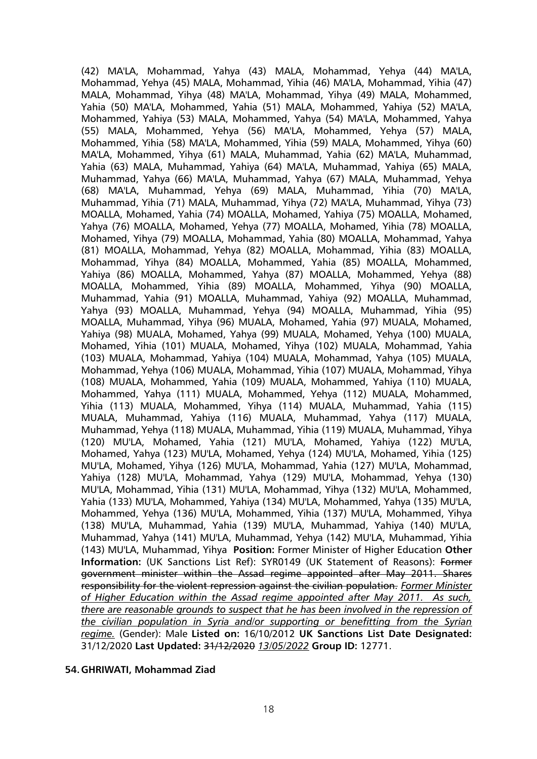(42) MA'LA, Mohammad, Yahya (43) MALA, Mohammad, Yehya (44) MA'LA, Mohammad, Yehya (45) MALA, Mohammad, Yihia (46) MA'LA, Mohammad, Yihia (47) MALA, Mohammad, Yihya (48) MA'LA, Mohammad, Yihya (49) MALA, Mohammed, Yahia (50) MA'LA, Mohammed, Yahia (51) MALA, Mohammed, Yahiya (52) MA'LA, Mohammed, Yahiya (53) MALA, Mohammed, Yahya (54) MA'LA, Mohammed, Yahya (55) MALA, Mohammed, Yehya (56) MA'LA, Mohammed, Yehya (57) MALA, Mohammed, Yihia (58) MA'LA, Mohammed, Yihia (59) MALA, Mohammed, Yihya (60) MA'LA, Mohammed, Yihya (61) MALA, Muhammad, Yahia (62) MA'LA, Muhammad, Yahia (63) MALA, Muhammad, Yahiya (64) MA'LA, Muhammad, Yahiya (65) MALA, Muhammad, Yahya (66) MA'LA, Muhammad, Yahya (67) MALA, Muhammad, Yehya (68) MA'LA, Muhammad, Yehya (69) MALA, Muhammad, Yihia (70) MA'LA, Muhammad, Yihia (71) MALA, Muhammad, Yihya (72) MA'LA, Muhammad, Yihya (73) MOALLA, Mohamed, Yahia (74) MOALLA, Mohamed, Yahiya (75) MOALLA, Mohamed, Yahya (76) MOALLA, Mohamed, Yehya (77) MOALLA, Mohamed, Yihia (78) MOALLA, Mohamed, Yihya (79) MOALLA, Mohammad, Yahia (80) MOALLA, Mohammad, Yahya (81) MOALLA, Mohammad, Yehya (82) MOALLA, Mohammad, Yihia (83) MOALLA, Mohammad, Yihya (84) MOALLA, Mohammed, Yahia (85) MOALLA, Mohammed, Yahiya (86) MOALLA, Mohammed, Yahya (87) MOALLA, Mohammed, Yehya (88) MOALLA, Mohammed, Yihia (89) MOALLA, Mohammed, Yihya (90) MOALLA, Muhammad, Yahia (91) MOALLA, Muhammad, Yahiya (92) MOALLA, Muhammad, Yahya (93) MOALLA, Muhammad, Yehya (94) MOALLA, Muhammad, Yihia (95) MOALLA, Muhammad, Yihya (96) MUALA, Mohamed, Yahia (97) MUALA, Mohamed, Yahiya (98) MUALA, Mohamed, Yahya (99) MUALA, Mohamed, Yehya (100) MUALA, Mohamed, Yihia (101) MUALA, Mohamed, Yihya (102) MUALA, Mohammad, Yahia (103) MUALA, Mohammad, Yahiya (104) MUALA, Mohammad, Yahya (105) MUALA, Mohammad, Yehya (106) MUALA, Mohammad, Yihia (107) MUALA, Mohammad, Yihya (108) MUALA, Mohammed, Yahia (109) MUALA, Mohammed, Yahiya (110) MUALA, Mohammed, Yahya (111) MUALA, Mohammed, Yehya (112) MUALA, Mohammed, Yihia (113) MUALA, Mohammed, Yihya (114) MUALA, Muhammad, Yahia (115) MUALA, Muhammad, Yahiya (116) MUALA, Muhammad, Yahya (117) MUALA, Muhammad, Yehya (118) MUALA, Muhammad, Yihia (119) MUALA, Muhammad, Yihya (120) MU'LA, Mohamed, Yahia (121) MU'LA, Mohamed, Yahiya (122) MU'LA, Mohamed, Yahya (123) MU'LA, Mohamed, Yehya (124) MU'LA, Mohamed, Yihia (125) MU'LA, Mohamed, Yihya (126) MU'LA, Mohammad, Yahia (127) MU'LA, Mohammad, Yahiya (128) MU'LA, Mohammad, Yahya (129) MU'LA, Mohammad, Yehya (130) MU'LA, Mohammad, Yihia (131) MU'LA, Mohammad, Yihya (132) MU'LA, Mohammed, Yahia (133) MU'LA, Mohammed, Yahiya (134) MU'LA, Mohammed, Yahya (135) MU'LA, Mohammed, Yehya (136) MU'LA, Mohammed, Yihia (137) MU'LA, Mohammed, Yihya (138) MU'LA, Muhammad, Yahia (139) MU'LA, Muhammad, Yahiya (140) MU'LA, Muhammad, Yahya (141) MU'LA, Muhammad, Yehya (142) MU'LA, Muhammad, Yihia (143) MU'LA, Muhammad, Yihya **Position:** Former Minister of Higher Education **Other Information:** (UK Sanctions List Ref): SYR0149 (UK Statement of Reasons): ~~Former government minister within the Assad regime appointed after May 2011. Shares responsibility for the violent repression against the civilian population.~~ *Former Minister of Higher Education within the Assad regime appointed after May 2011. As such, there are reasonable grounds to suspect that he has been involved in the repression of the civilian population in Syria and/or supporting or benefitting from the Syrian regime.* (Gender): Male **Listed on:** 16/10/2012 **UK Sanctions List Date Designated:** 31/12/2020 **Last Updated:** ~~31/12/2020~~ *13/05/2022* **Group ID:** 12771.

**54. GHRIWATI, Mohammad Ziad**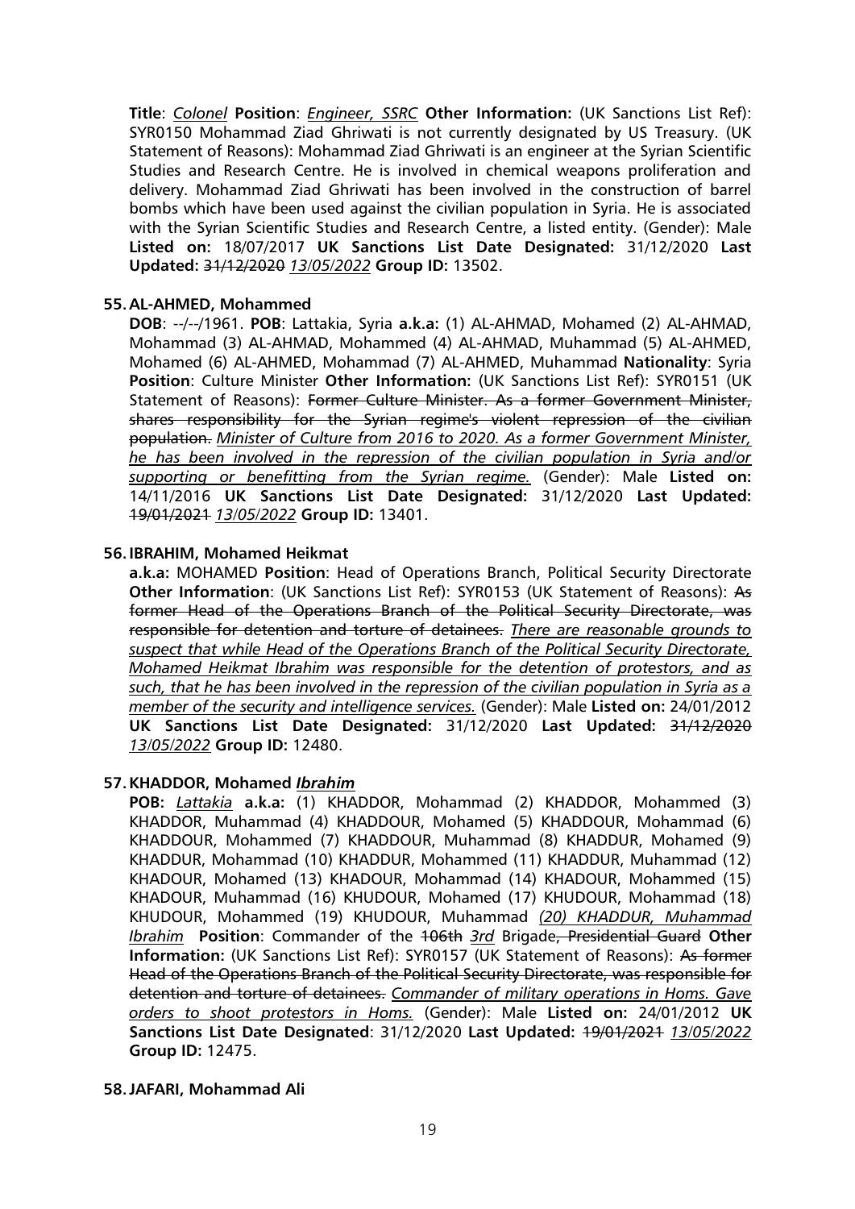**Title**: *Colonel* **Position**: *Engineer, SSRC* **Other Information:** (UK Sanctions List Ref): SYR0150 Mohammad Ziad Ghriwati is not currently designated by US Treasury. (UK Statement of Reasons): Mohammad Ziad Ghriwati is an engineer at the Syrian Scientific Studies and Research Centre. He is involved in chemical weapons proliferation and delivery. Mohammad Ziad Ghriwati has been involved in the construction of barrel bombs which have been used against the civilian population in Syria. He is associated with the Syrian Scientific Studies and Research Centre, a listed entity. (Gender): Male **Listed on:** 18/07/2017 **UK Sanctions List Date Designated:** 31/12/2020 **Last Updated:** ~~31/12/2020~~ *13/05/2022* **Group ID:** 13502.

**55. AL-AHMED, Mohammed**

**DOB**: --/--/1961. **POB**: Lattakia, Syria **a.k.a:** (1) AL-AHMAD, Mohamed (2) AL-AHMAD, Mohammad (3) AL-AHMAD, Mohammed (4) AL-AHMAD, Muhammad (5) AL-AHMED, Mohamed (6) AL-AHMED, Mohammad (7) AL-AHMED, Muhammad **Nationality**: Syria **Position**: Culture Minister **Other Information:** (UK Sanctions List Ref): SYR0151 (UK Statement of Reasons): ~~Former Culture Minister. As a former Government Minister, shares responsibility for the Syrian regime's violent repression of the civilian population.~~ *Minister of Culture from 2016 to 2020. As a former Government Minister, he has been involved in the repression of the civilian population in Syria and/or supporting or benefitting from the Syrian regime.* (Gender): Male **Listed on:** 14/11/2016 **UK Sanctions List Date Designated:** 31/12/2020 **Last Updated:** ~~19/01/2021~~ *13/05/2022* **Group ID:** 13401.

**56. IBRAHIM, Mohamed Heikmat**

**a.k.a:** MOHAMED **Position**: Head of Operations Branch, Political Security Directorate **Other Information**: (UK Sanctions List Ref): SYR0153 (UK Statement of Reasons): ~~As former Head of the Operations Branch of the Political Security Directorate, was responsible for detention and torture of detainees.~~ *There are reasonable grounds to suspect that while Head of the Operations Branch of the Political Security Directorate, Mohamed Heikmat Ibrahim was responsible for the detention of protestors, and as such, that he has been involved in the repression of the civilian population in Syria as a member of the security and intelligence services.* (Gender): Male **Listed on:** 24/01/2012 **UK Sanctions List Date Designated:** 31/12/2020 **Last Updated:** ~~31/12/2020~~ *13/05/2022* **Group ID:** 12480.

**57. KHADDOR, Mohamed *Ibrahim***

**POB:** *Lattakia* **a.k.a:** (1) KHADDOR, Mohammad (2) KHADDOR, Mohammed (3) KHADDOR, Muhammad (4) KHADDOUR, Mohamed (5) KHADDOUR, Mohammad (6) KHADDOUR, Mohammed (7) KHADDOUR, Muhammad (8) KHADDUR, Mohamed (9) KHADDUR, Mohammad (10) KHADDUR, Mohammed (11) KHADDUR, Muhammad (12) KHADOUR, Mohamed (13) KHADOUR, Mohammad (14) KHADOUR, Mohammed (15) KHADOUR, Muhammad (16) KHUDOUR, Mohamed (17) KHUDOUR, Mohammad (18) KHUDOUR, Mohammed (19) KHUDOUR, Muhammad *(20) KHADDUR, Muhammad Ibrahim* **Position**: Commander of the ~~106th~~ *3rd* Brigade~~, Presidential Guard~~ **Other Information:** (UK Sanctions List Ref): SYR0157 (UK Statement of Reasons): ~~As former Head of the Operations Branch of the Political Security Directorate, was responsible for detention and torture of detainees.~~ *Commander of military operations in Homs. Gave orders to shoot protestors in Homs.* (Gender): Male **Listed on:** 24/01/2012 **UK Sanctions List Date Designated**: 31/12/2020 **Last Updated:** ~~19/01/2021~~ *13/05/2022* **Group ID:** 12475.

**58. JAFARI, Mohammad Ali**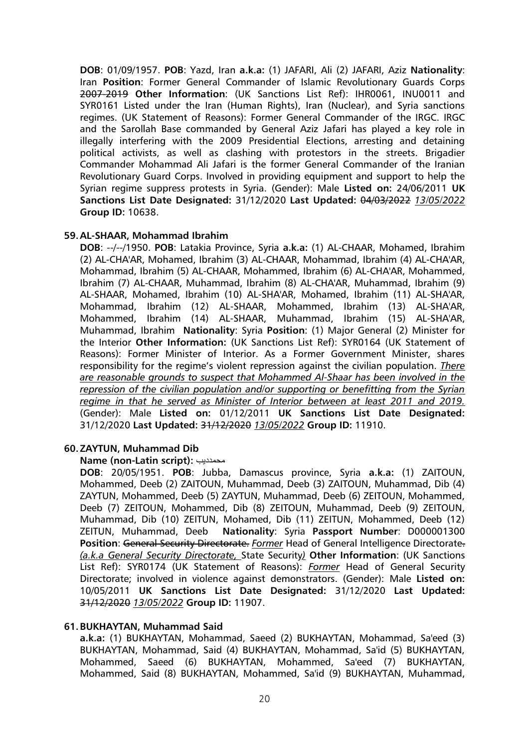**DOB**: 01/09/1957. **POB**: Yazd, Iran **a.k.a:** (1) JAFARI, Ali (2) JAFARI, Aziz **Nationality**: Iran **Position**: Former General Commander of Islamic Revolutionary Guards Corps ~~2007-2019~~ **Other Information**: (UK Sanctions List Ref): IHR0061, INU0011 and SYR0161 Listed under the Iran (Human Rights), Iran (Nuclear), and Syria sanctions regimes. (UK Statement of Reasons): Former General Commander of the IRGC. IRGC and the Sarollah Base commanded by General Aziz Jafari has played a key role in illegally interfering with the 2009 Presidential Elections, arresting and detaining political activists, as well as clashing with protestors in the streets. Brigadier Commander Mohammad Ali Jafari is the former General Commander of the Iranian Revolutionary Guard Corps. Involved in providing equipment and support to help the Syrian regime suppress protests in Syria. (Gender): Male **Listed on:** 24/06/2011 **UK Sanctions List Date Designated:** 31/12/2020 **Last Updated:** ~~04/03/2022~~ *13/05/2022* **Group ID:** 10638.

**59. AL-SHAAR, Mohammad Ibrahim**

**DOB**: --/--/1950. **POB**: Latakia Province, Syria **a.k.a:** (1) AL-CHAAR, Mohamed, Ibrahim (2) AL-CHA'AR, Mohamed, Ibrahim (3) AL-CHAAR, Mohammad, Ibrahim (4) AL-CHA'AR, Mohammad, Ibrahim (5) AL-CHAAR, Mohammed, Ibrahim (6) AL-CHA'AR, Mohammed, Ibrahim (7) AL-CHAAR, Muhammad, Ibrahim (8) AL-CHA'AR, Muhammad, Ibrahim (9) AL-SHAAR, Mohamed, Ibrahim (10) AL-SHA'AR, Mohamed, Ibrahim (11) AL-SHA'AR, Mohammad, Ibrahim (12) AL-SHAAR, Mohammed, Ibrahim (13) AL-SHA'AR, Mohammed, Ibrahim (14) AL-SHAAR, Muhammad, Ibrahim (15) AL-SHA'AR, Muhammad, Ibrahim **Nationality**: Syria **Position**: (1) Major General (2) Minister for the Interior **Other Information:** (UK Sanctions List Ref): SYR0164 (UK Statement of Reasons): Former Minister of Interior. As a Former Government Minister, shares responsibility for the regime's violent repression against the civilian population. *There are reasonable grounds to suspect that Mohammed Al-Shaar has been involved in the repression of the civilian population and/or supporting or benefitting from the Syrian regime in that he served as Minister of Interior between at least 2011 and 2019.* (Gender): Male **Listed on:** 01/12/2011 **UK Sanctions List Date Designated:** 31/12/2020 **Last Updated:** ~~31/12/2020~~ *13/05/2022* **Group ID:** 11910.

**60. ZAYTUN, Muhammad Dib**

**Name (non-Latin script):** محمدديب

**DOB**: 20/05/1951. **POB**: Jubba, Damascus province, Syria **a.k.a:** (1) ZAITOUN, Mohammed, Deeb (2) ZAITOUN, Muhammad, Deeb (3) ZAITOUN, Muhammad, Dib (4) ZAYTUN, Mohammed, Deeb (5) ZAYTUN, Muhammad, Deeb (6) ZEITOUN, Mohammed, Deeb (7) ZEITOUN, Mohammed, Dib (8) ZEITOUN, Muhammad, Deeb (9) ZEITOUN, Muhammad, Dib (10) ZEITUN, Mohamed, Dib (11) ZEITUN, Mohammed, Deeb (12) ZEITUN, Muhammad, Deeb **Nationality**: Syria **Passport Number**: D000001300 **Position**: ~~General Security Directorate.~~ *Former* Head of General Intelligence Directorate~~.~~ *(a.k.a General Security Directorate,* State Security*)* **Other Information**: (UK Sanctions List Ref): SYR0174 (UK Statement of Reasons): *Former* Head of General Security Directorate; involved in violence against demonstrators. (Gender): Male **Listed on:** 10/05/2011 **UK Sanctions List Date Designated:** 31/12/2020 **Last Updated:** ~~31/12/2020~~ *13/05/2022* **Group ID:** 11907.

**61. BUKHAYTAN, Muhammad Said**

**a.k.a:** (1) BUKHAYTAN, Mohammad, Saeed (2) BUKHAYTAN, Mohammad, Sa'eed (3) BUKHAYTAN, Mohammad, Said (4) BUKHAYTAN, Mohammad, Sa'id (5) BUKHAYTAN, Mohammed, Saeed (6) BUKHAYTAN, Mohammed, Sa'eed (7) BUKHAYTAN, Mohammed, Said (8) BUKHAYTAN, Mohammed, Sa'id (9) BUKHAYTAN, Muhammad,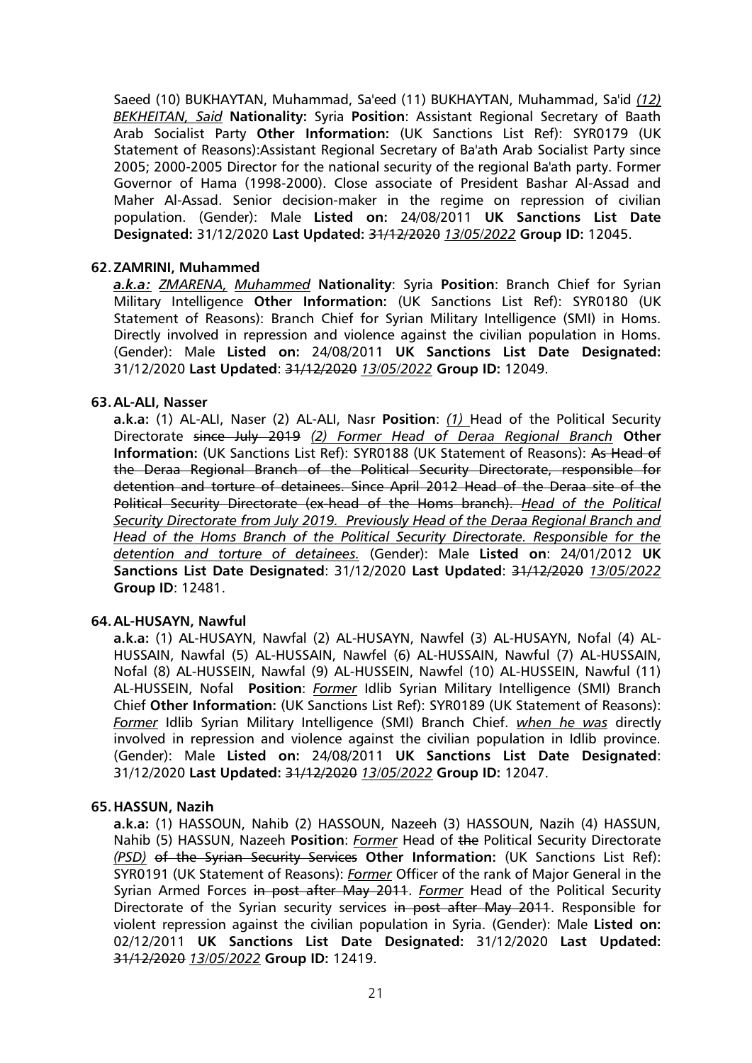Saeed (10) BUKHAYTAN, Muhammad, Sa'eed (11) BUKHAYTAN, Muhammad, Sa'id *(12) BEKHEITAN, Said* **Nationality:** Syria **Position**: Assistant Regional Secretary of Baath Arab Socialist Party **Other Information:** (UK Sanctions List Ref): SYR0179 (UK Statement of Reasons):Assistant Regional Secretary of Ba'ath Arab Socialist Party since 2005; 2000-2005 Director for the national security of the regional Ba'ath party. Former Governor of Hama (1998-2000). Close associate of President Bashar Al-Assad and Maher Al-Assad. Senior decision-maker in the regime on repression of civilian population. (Gender): Male **Listed on:** 24/08/2011 **UK Sanctions List Date Designated:** 31/12/2020 **Last Updated:** ~~31/12/2020~~ *13/05/2022* **Group ID:** 12045.

**62. ZAMRINI, Muhammed**

***a.k.a:*** *ZMARENA, Muhammed* **Nationality**: Syria **Position**: Branch Chief for Syrian Military Intelligence **Other Information:** (UK Sanctions List Ref): SYR0180 (UK Statement of Reasons): Branch Chief for Syrian Military Intelligence (SMI) in Homs. Directly involved in repression and violence against the civilian population in Homs. (Gender): Male **Listed on:** 24/08/2011 **UK Sanctions List Date Designated:** 31/12/2020 **Last Updated**: ~~31/12/2020~~ *13/05/2022* **Group ID:** 12049.

**63. AL-ALI, Nasser**

**a.k.a:** (1) AL-ALI, Naser (2) AL-ALI, Nasr **Position**: *(1)* Head of the Political Security Directorate ~~since July 2019~~ *(2) Former Head of Deraa Regional Branch* **Other Information:** (UK Sanctions List Ref): SYR0188 (UK Statement of Reasons): ~~As Head of the Deraa Regional Branch of the Political Security Directorate, responsible for detention and torture of detainees. Since April 2012 Head of the Deraa site of the Political Security Directorate (ex-head of the Homs branch).~~ *Head of the Political Security Directorate from July 2019. Previously Head of the Deraa Regional Branch and Head of the Homs Branch of the Political Security Directorate. Responsible for the detention and torture of detainees.* (Gender): Male **Listed on**: 24/01/2012 **UK Sanctions List Date Designated**: 31/12/2020 **Last Updated**: ~~31/12/2020~~ *13/05/2022* **Group ID**: 12481.

**64. AL-HUSAYN, Nawful**

**a.k.a:** (1) AL-HUSAYN, Nawfal (2) AL-HUSAYN, Nawfel (3) AL-HUSAYN, Nofal (4) AL-HUSSAIN, Nawfal (5) AL-HUSSAIN, Nawfel (6) AL-HUSSAIN, Nawful (7) AL-HUSSAIN, Nofal (8) AL-HUSSEIN, Nawfal (9) AL-HUSSEIN, Nawfel (10) AL-HUSSEIN, Nawful (11) AL-HUSSEIN, Nofal **Position**: *Former* Idlib Syrian Military Intelligence (SMI) Branch Chief **Other Information:** (UK Sanctions List Ref): SYR0189 (UK Statement of Reasons): *Former* Idlib Syrian Military Intelligence (SMI) Branch Chief. *when he was* directly involved in repression and violence against the civilian population in Idlib province. (Gender): Male **Listed on:** 24/08/2011 **UK Sanctions List Date Designated**: 31/12/2020 **Last Updated:** ~~31/12/2020~~ *13/05/2022* **Group ID:** 12047.

**65. HASSUN, Nazih**

**a.k.a:** (1) HASSOUN, Nahib (2) HASSOUN, Nazeeh (3) HASSOUN, Nazih (4) HASSUN, Nahib (5) HASSUN, Nazeeh **Position**: *Former* Head of ~~the~~ Political Security Directorate *(PSD)* ~~of the Syrian Security Services~~ **Other Information:** (UK Sanctions List Ref): SYR0191 (UK Statement of Reasons): *Former* Officer of the rank of Major General in the Syrian Armed Forces ~~in post after May 2011~~. *Former* Head of the Political Security Directorate of the Syrian security services ~~in post after May 2011~~. Responsible for violent repression against the civilian population in Syria. (Gender): Male **Listed on:** 02/12/2011 **UK Sanctions List Date Designated:** 31/12/2020 **Last Updated:** ~~31/12/2020~~ *13/05/2022* **Group ID:** 12419.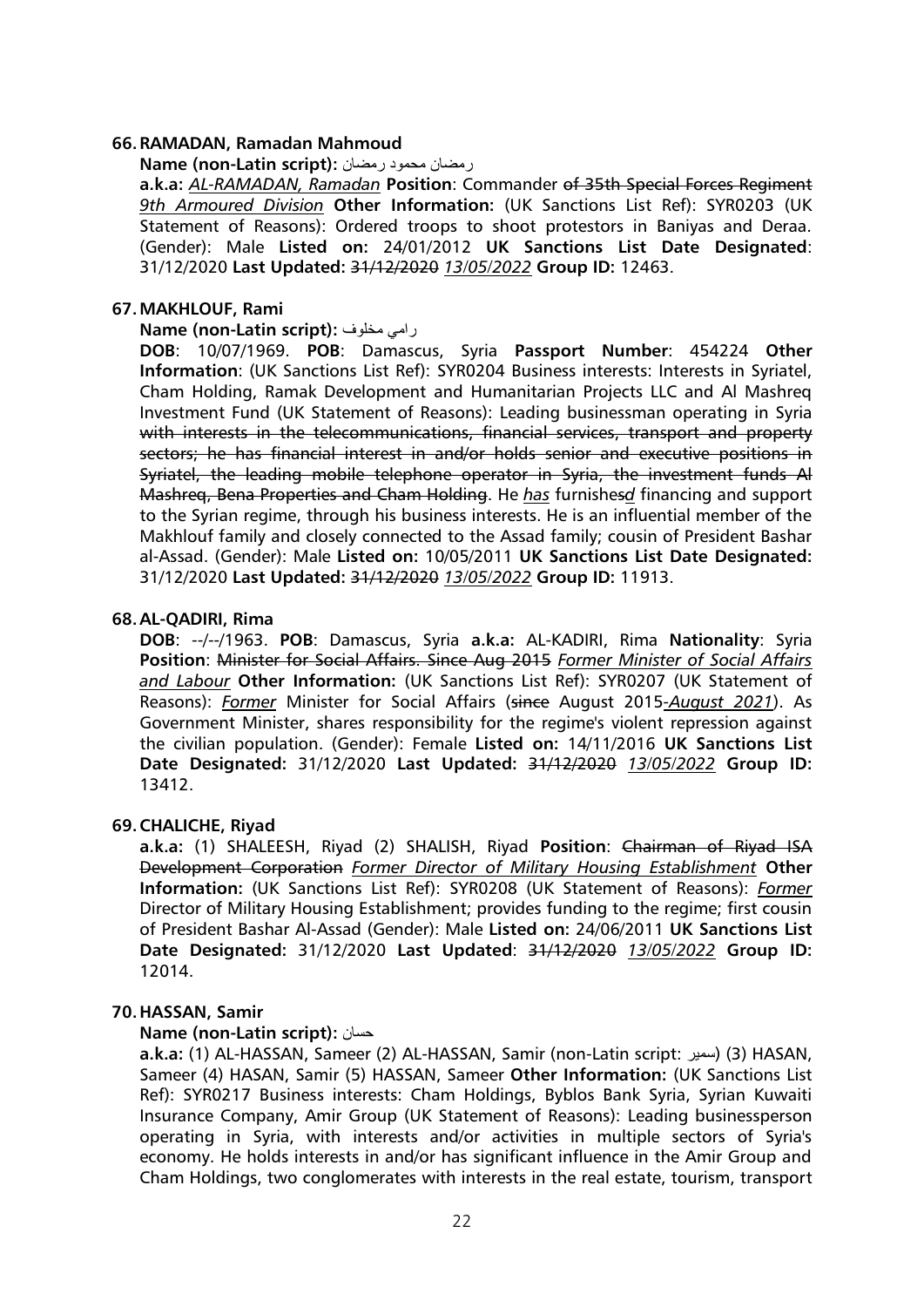### 66. RAMADAN, Ramadan Mahmoud

**Name (non-Latin script):** رمضان محمود رمضان

**a.k.a:** *AL-RAMADAN, Ramadan* **Position**: Commander ~~of 35th Special Forces Regiment~~ *9th Armoured Division* **Other Information:** (UK Sanctions List Ref): SYR0203 (UK Statement of Reasons): Ordered troops to shoot protestors in Baniyas and Deraa. (Gender): Male **Listed on:** 24/01/2012 **UK Sanctions List Date Designated**: 31/12/2020 **Last Updated:** ~~31/12/2020~~ *13/05/2022* **Group ID:** 12463.

### 67. MAKHLOUF, Rami

**Name (non-Latin script):** رامي مخلوف

**DOB**: 10/07/1969. **POB**: Damascus, Syria **Passport Number**: 454224 **Other Information**: (UK Sanctions List Ref): SYR0204 Business interests: Interests in Syriatel, Cham Holding, Ramak Development and Humanitarian Projects LLC and Al Mashreq Investment Fund (UK Statement of Reasons): Leading businessman operating in Syria ~~with interests in the telecommunications, financial services, transport and property sectors; he has financial interest in and/or holds senior and executive positions in Syriatel, the leading mobile telephone operator in Syria, the investment funds Al Mashreq, Bena Properties and Cham Holding~~. He *has* furnishe~~s~~*d* financing and support to the Syrian regime, through his business interests. He is an influential member of the Makhlouf family and closely connected to the Assad family; cousin of President Bashar al-Assad. (Gender): Male **Listed on:** 10/05/2011 **UK Sanctions List Date Designated:** 31/12/2020 **Last Updated:** ~~31/12/2020~~ *13/05/2022* **Group ID:** 11913.

### 68. AL-QADIRI, Rima

**DOB**: --/--/1963. **POB**: Damascus, Syria **a.k.a:** AL-KADIRI, Rima **Nationality**: Syria **Position**: ~~Minister for Social Affairs. Since Aug 2015~~ *Former Minister of Social Affairs and Labour* **Other Information:** (UK Sanctions List Ref): SYR0207 (UK Statement of Reasons): *Former* Minister for Social Affairs (~~since~~ August 2015*-August 2021*). As Government Minister, shares responsibility for the regime's violent repression against the civilian population. (Gender): Female **Listed on:** 14/11/2016 **UK Sanctions List Date Designated:** 31/12/2020 **Last Updated:** ~~31/12/2020~~ *13/05/2022* **Group ID:** 13412.

### 69. CHALICHE, Riyad

**a.k.a:** (1) SHALEESH, Riyad (2) SHALISH, Riyad **Position**: ~~Chairman of Riyad ISA Development Corporation~~ *Former Director of Military Housing Establishment* **Other Information:** (UK Sanctions List Ref): SYR0208 (UK Statement of Reasons): *Former* Director of Military Housing Establishment; provides funding to the regime; first cousin of President Bashar Al-Assad (Gender): Male **Listed on:** 24/06/2011 **UK Sanctions List Date Designated:** 31/12/2020 **Last Updated**: ~~31/12/2020~~ *13/05/2022* **Group ID:** 12014.

### 70. HASSAN, Samir

**Name (non-Latin script):** حسان

**a.k.a:** (1) AL-HASSAN, Sameer (2) AL-HASSAN, Samir (non-Latin script: سمير) (3) HASAN, Sameer (4) HASAN, Samir (5) HASSAN, Sameer **Other Information:** (UK Sanctions List Ref): SYR0217 Business interests: Cham Holdings, Byblos Bank Syria, Syrian Kuwaiti Insurance Company, Amir Group (UK Statement of Reasons): Leading businessperson operating in Syria, with interests and/or activities in multiple sectors of Syria's economy. He holds interests in and/or has significant influence in the Amir Group and Cham Holdings, two conglomerates with interests in the real estate, tourism, transport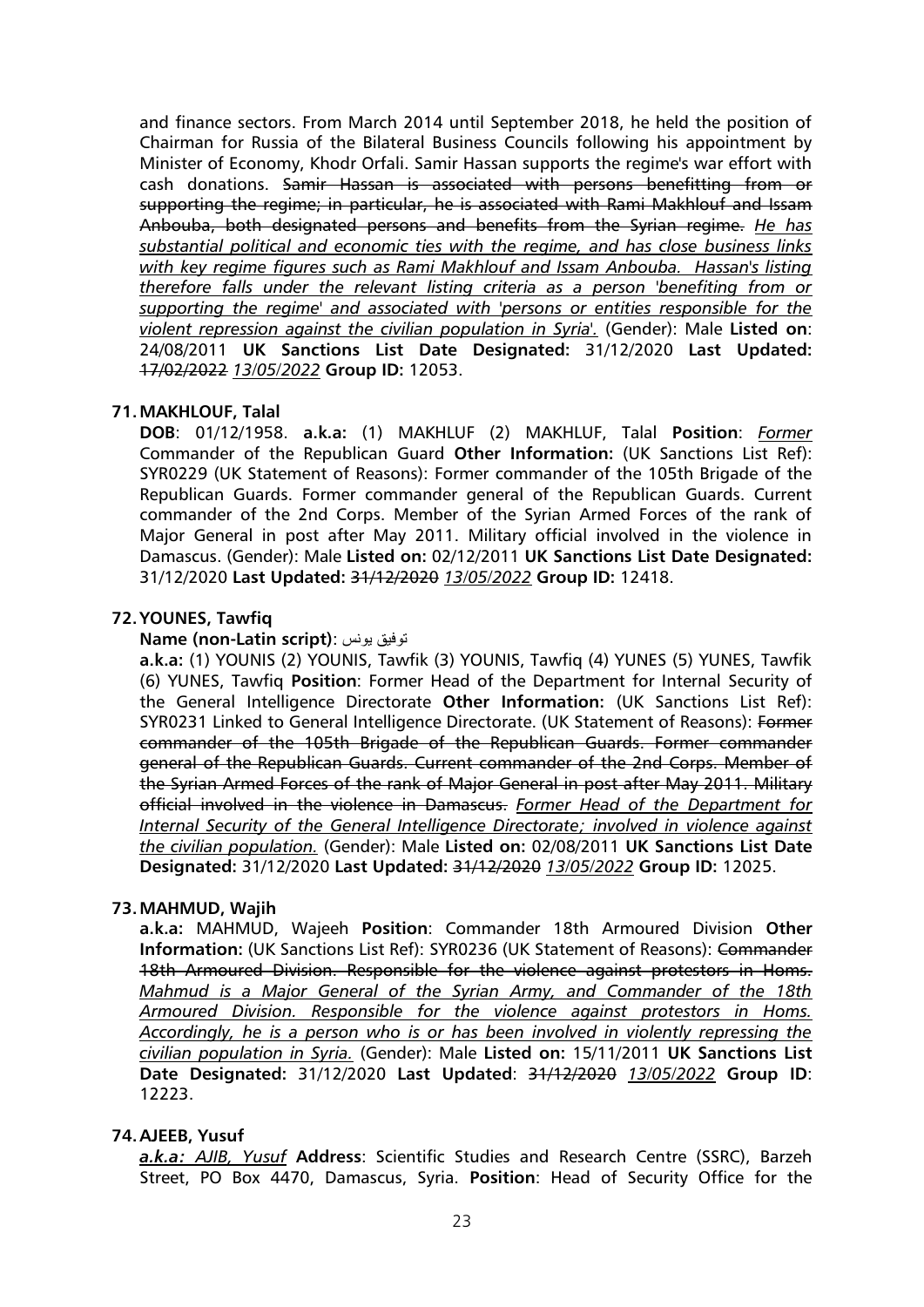and finance sectors. From March 2014 until September 2018, he held the position of Chairman for Russia of the Bilateral Business Councils following his appointment by Minister of Economy, Khodr Orfali. Samir Hassan supports the regime's war effort with cash donations. ~~Samir Hassan is associated with persons benefitting from or supporting the regime; in particular, he is associated with Rami Makhlouf and Issam Anbouba, both designated persons and benefits from the Syrian regime.~~ *He has substantial political and economic ties with the regime, and has close business links with key regime figures such as Rami Makhlouf and Issam Anbouba. Hassan's listing therefore falls under the relevant listing criteria as a person 'benefiting from or supporting the regime' and associated with 'persons or entities responsible for the violent repression against the civilian population in Syria'.* (Gender): Male **Listed on**: 24/08/2011 **UK Sanctions List Date Designated:** 31/12/2020 **Last Updated:** ~~17/02/2022~~ *13/05/2022* **Group ID:** 12053.

**71. MAKHLOUF, Talal**

**DOB**: 01/12/1958. **a.k.a:** (1) MAKHLUF (2) MAKHLUF, Talal **Position**: *Former* Commander of the Republican Guard **Other Information:** (UK Sanctions List Ref): SYR0229 (UK Statement of Reasons): Former commander of the 105th Brigade of the Republican Guards. Former commander general of the Republican Guards. Current commander of the 2nd Corps. Member of the Syrian Armed Forces of the rank of Major General in post after May 2011. Military official involved in the violence in Damascus. (Gender): Male **Listed on:** 02/12/2011 **UK Sanctions List Date Designated:** 31/12/2020 **Last Updated:** ~~31/12/2020~~ *13/05/2022* **Group ID:** 12418.

**72. YOUNES, Tawfiq**

**Name (non-Latin script)**: توفيق يونس

**a.k.a:** (1) YOUNIS (2) YOUNIS, Tawfik (3) YOUNIS, Tawfiq (4) YUNES (5) YUNES, Tawfik (6) YUNES, Tawfiq **Position**: Former Head of the Department for Internal Security of the General Intelligence Directorate **Other Information:** (UK Sanctions List Ref): SYR0231 Linked to General Intelligence Directorate. (UK Statement of Reasons): ~~Former commander of the 105th Brigade of the Republican Guards. Former commander general of the Republican Guards. Current commander of the 2nd Corps. Member of the Syrian Armed Forces of the rank of Major General in post after May 2011. Military official involved in the violence in Damascus.~~ *Former Head of the Department for Internal Security of the General Intelligence Directorate; involved in violence against the civilian population.* (Gender): Male **Listed on:** 02/08/2011 **UK Sanctions List Date Designated:** 31/12/2020 **Last Updated:** ~~31/12/2020~~ *13/05/2022* **Group ID:** 12025.

**73. MAHMUD, Wajih**

**a.k.a:** MAHMUD, Wajeeh **Position**: Commander 18th Armoured Division **Other Information:** (UK Sanctions List Ref): SYR0236 (UK Statement of Reasons): ~~Commander 18th Armoured Division. Responsible for the violence against protestors in Homs.~~ *Mahmud is a Major General of the Syrian Army, and Commander of the 18th Armoured Division. Responsible for the violence against protestors in Homs. Accordingly, he is a person who is or has been involved in violently repressing the civilian population in Syria.* (Gender): Male **Listed on:** 15/11/2011 **UK Sanctions List Date Designated:** 31/12/2020 **Last Updated**: ~~31/12/2020~~ *13/05/2022* **Group ID**: 12223.

**74. AJEEB, Yusuf**

***a.k.a:** AJIB, Yusuf* **Address**: Scientific Studies and Research Centre (SSRC), Barzeh Street, PO Box 4470, Damascus, Syria. **Position**: Head of Security Office for the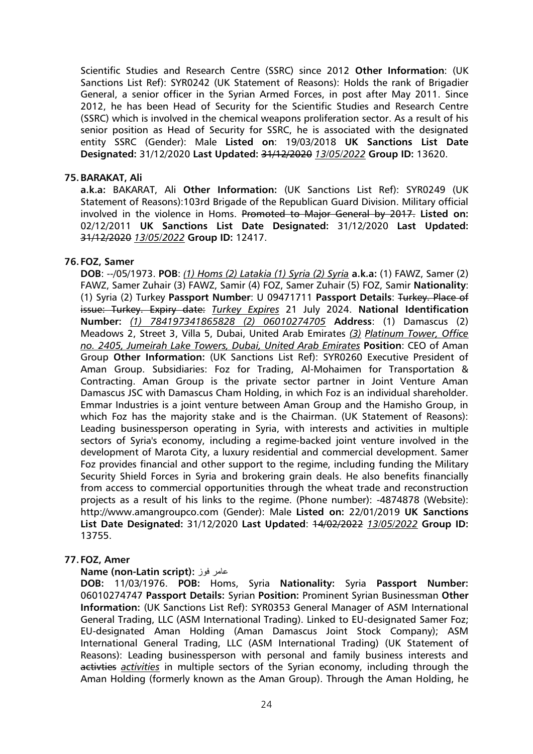Scientific Studies and Research Centre (SSRC) since 2012 **Other Information**: (UK Sanctions List Ref): SYR0242 (UK Statement of Reasons): Holds the rank of Brigadier General, a senior officer in the Syrian Armed Forces, in post after May 2011. Since 2012, he has been Head of Security for the Scientific Studies and Research Centre (SSRC) which is involved in the chemical weapons proliferation sector. As a result of his senior position as Head of Security for SSRC, he is associated with the designated entity SSRC (Gender): Male **Listed on**: 19/03/2018 **UK Sanctions List Date Designated:** 31/12/2020 **Last Updated:** ~~31/12/2020~~ *13/05/2022* **Group ID:** 13620.

**75. BARAKAT, Ali**

**a.k.a:** BAKARAT, Ali **Other Information:** (UK Sanctions List Ref): SYR0249 (UK Statement of Reasons):103rd Brigade of the Republican Guard Division. Military official involved in the violence in Homs. ~~Promoted to Major General by 2017.~~ **Listed on:** 02/12/2011 **UK Sanctions List Date Designated:** 31/12/2020 **Last Updated:** ~~31/12/2020~~ *13/05/2022* **Group ID:** 12417.

**76. FOZ, Samer**

**DOB**: --/05/1973. **POB**: *(1) Homs (2) Latakia (1) Syria (2) Syria* **a.k.a:** (1) FAWZ, Samer (2) FAWZ, Samer Zuhair (3) FAWZ, Samir (4) FOZ, Samer Zuhair (5) FOZ, Samir **Nationality**: (1) Syria (2) Turkey **Passport Number**: U 09471711 **Passport Details**: ~~Turkey. Place of issue: Turkey. Expiry date:~~ *Turkey Expires* 21 July 2024. **National Identification Number:** *(1) 784197341865828 (2) 06010274705* **Address**: (1) Damascus (2) Meadows 2, Street 3, Villa 5, Dubai, United Arab Emirates *(3) Platinum Tower, Office no. 2405, Jumeirah Lake Towers, Dubai, United Arab Emirates* **Position**: CEO of Aman Group **Other Information:** (UK Sanctions List Ref): SYR0260 Executive President of Aman Group. Subsidiaries: Foz for Trading, Al-Mohaimen for Transportation & Contracting. Aman Group is the private sector partner in Joint Venture Aman Damascus JSC with Damascus Cham Holding, in which Foz is an individual shareholder. Emmar Industries is a joint venture between Aman Group and the Hamisho Group, in which Foz has the majority stake and is the Chairman. (UK Statement of Reasons): Leading businessperson operating in Syria, with interests and activities in multiple sectors of Syria's economy, including a regime-backed joint venture involved in the development of Marota City, a luxury residential and commercial development. Samer Foz provides financial and other support to the regime, including funding the Military Security Shield Forces in Syria and brokering grain deals. He also benefits financially from access to commercial opportunities through the wheat trade and reconstruction projects as a result of his links to the regime. (Phone number): -4874878 (Website): http://www.amangroupco.com (Gender): Male **Listed on:** 22/01/2019 **UK Sanctions List Date Designated:** 31/12/2020 **Last Updated**: ~~14/02/2022~~ *13/05/2022* **Group ID:** 13755.

**77. FOZ, Amer**

**Name (non-Latin script):** عامر فوز

**DOB:** 11/03/1976. **POB:** Homs, Syria **Nationality:** Syria **Passport Number:** 06010274747 **Passport Details:** Syrian **Position:** Prominent Syrian Businessman **Other Information:** (UK Sanctions List Ref): SYR0353 General Manager of ASM International General Trading, LLC (ASM International Trading). Linked to EU-designated Samer Foz; EU-designated Aman Holding (Aman Damascus Joint Stock Company); ASM International General Trading, LLC (ASM International Trading) (UK Statement of Reasons): Leading businessperson with personal and family business interests and ~~activties~~ *activities* in multiple sectors of the Syrian economy, including through the Aman Holding (formerly known as the Aman Group). Through the Aman Holding, he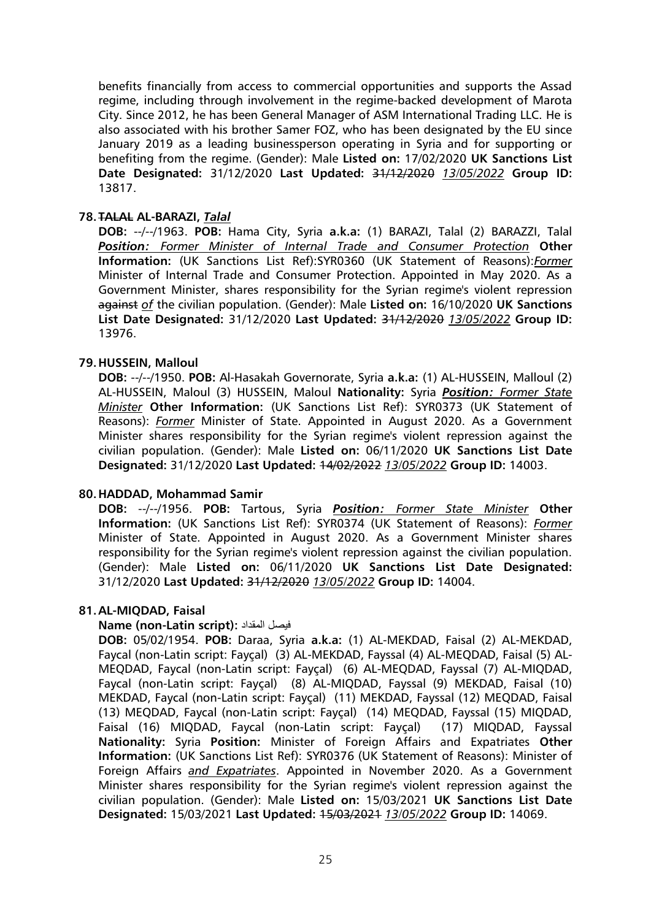benefits financially from access to commercial opportunities and supports the Assad regime, including through involvement in the regime-backed development of Marota City. Since 2012, he has been General Manager of ASM International Trading LLC. He is also associated with his brother Samer FOZ, who has been designated by the EU since January 2019 as a leading businessperson operating in Syria and for supporting or benefiting from the regime. (Gender): Male **Listed on:** 17/02/2020 **UK Sanctions List Date Designated:** 31/12/2020 **Last Updated:** ~~31/12/2020~~ *13/05/2022* **Group ID:** 13817.

**78. ~~TALAL~~ AL-BARAZI, *Talal***

**DOB:** --/--/1963. **POB:** Hama City, Syria **a.k.a:** (1) BARAZI, Talal (2) BARAZZI, Talal ***Position:*** *Former Minister of Internal Trade and Consumer Protection* **Other Information:** (UK Sanctions List Ref):SYR0360 (UK Statement of Reasons):*Former* Minister of Internal Trade and Consumer Protection. Appointed in May 2020. As a Government Minister, shares responsibility for the Syrian regime's violent repression ~~against~~ *of* the civilian population. (Gender): Male **Listed on:** 16/10/2020 **UK Sanctions List Date Designated:** 31/12/2020 **Last Updated:** ~~31/12/2020~~ *13/05/2022* **Group ID:** 13976.

**79. HUSSEIN, Malloul**

**DOB:** --/--/1950. **POB:** Al-Hasakah Governorate, Syria **a.k.a:** (1) AL-HUSSEIN, Malloul (2) AL-HUSSEIN, Maloul (3) HUSSEIN, Maloul **Nationality:** Syria ***Position:*** *Former State Minister* **Other Information:** (UK Sanctions List Ref): SYR0373 (UK Statement of Reasons): *Former* Minister of State. Appointed in August 2020. As a Government Minister shares responsibility for the Syrian regime's violent repression against the civilian population. (Gender): Male **Listed on:** 06/11/2020 **UK Sanctions List Date Designated:** 31/12/2020 **Last Updated:** ~~14/02/2022~~ *13/05/2022* **Group ID:** 14003.

**80. HADDAD, Mohammad Samir**

**DOB:** --/--/1956. **POB:** Tartous, Syria ***Position:*** *Former State Minister* **Other Information:** (UK Sanctions List Ref): SYR0374 (UK Statement of Reasons): *Former* Minister of State. Appointed in August 2020. As a Government Minister shares responsibility for the Syrian regime's violent repression against the civilian population. (Gender): Male **Listed on:** 06/11/2020 **UK Sanctions List Date Designated:** 31/12/2020 **Last Updated:** ~~31/12/2020~~ *13/05/2022* **Group ID:** 14004.

**81. AL-MIQDAD, Faisal**

**Name (non-Latin script):** فيصل المقداد

**DOB:** 05/02/1954. **POB:** Daraa, Syria **a.k.a:** (1) AL-MEKDAD, Faisal (2) AL-MEKDAD, Faycal (non-Latin script: Fayçal) (3) AL-MEKDAD, Fayssal (4) AL-MEQDAD, Faisal (5) AL-MEQDAD, Faycal (non-Latin script: Fayçal) (6) AL-MEQDAD, Fayssal (7) AL-MIQDAD, Faycal (non-Latin script: Fayçal) (8) AL-MIQDAD, Fayssal (9) MEKDAD, Faisal (10) MEKDAD, Faycal (non-Latin script: Fayçal) (11) MEKDAD, Fayssal (12) MEQDAD, Faisal (13) MEQDAD, Faycal (non-Latin script: Fayçal) (14) MEQDAD, Fayssal (15) MIQDAD, Faisal (16) MIQDAD, Faycal (non-Latin script: Fayçal) (17) MIQDAD, Fayssal **Nationality:** Syria **Position:** Minister of Foreign Affairs and Expatriates **Other Information:** (UK Sanctions List Ref): SYR0376 (UK Statement of Reasons): Minister of Foreign Affairs *and Expatriates*. Appointed in November 2020. As a Government Minister shares responsibility for the Syrian regime's violent repression against the civilian population. (Gender): Male **Listed on:** 15/03/2021 **UK Sanctions List Date Designated:** 15/03/2021 **Last Updated:** ~~15/03/2021~~ *13/05/2022* **Group ID:** 14069.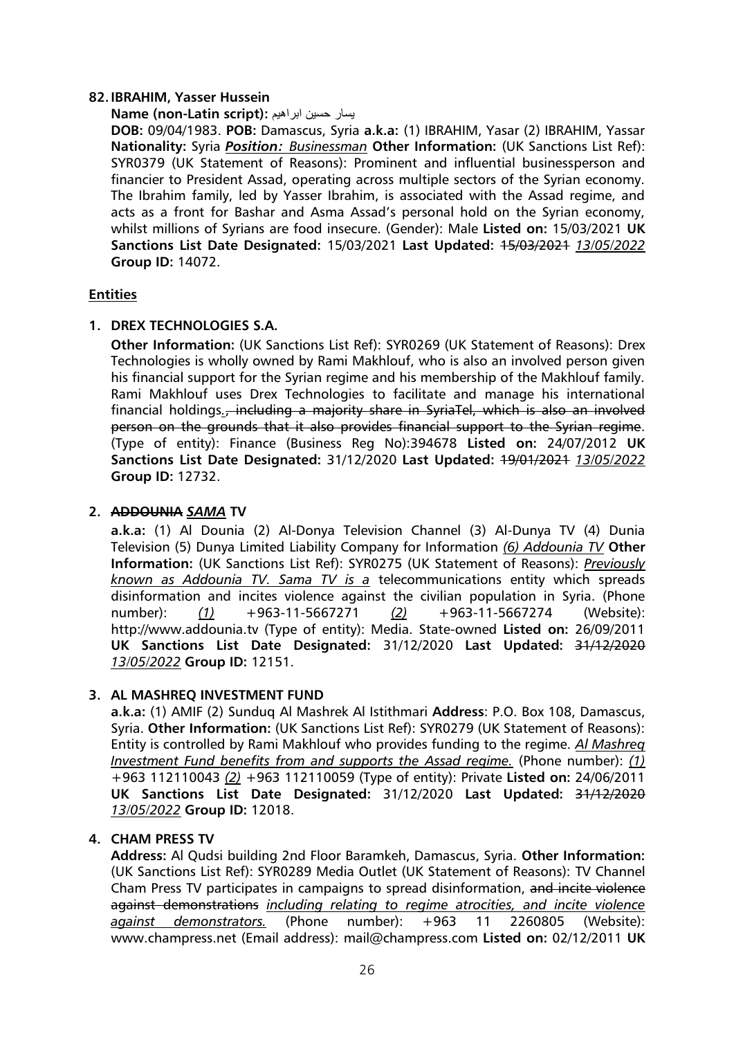**82. IBRAHIM, Yasser Hussein**

**Name (non-Latin script):** يسار حسين ابراهيم

**DOB:** 09/04/1983. **POB:** Damascus, Syria **a.k.a:** (1) IBRAHIM, Yasar (2) IBRAHIM, Yassar **Nationality:** Syria ***Position: Businessman*** **Other Information:** (UK Sanctions List Ref): SYR0379 (UK Statement of Reasons): Prominent and influential businessperson and financier to President Assad, operating across multiple sectors of the Syrian economy. The Ibrahim family, led by Yasser Ibrahim, is associated with the Assad regime, and acts as a front for Bashar and Asma Assad's personal hold on the Syrian economy, whilst millions of Syrians are food insecure. (Gender): Male **Listed on:** 15/03/2021 **UK Sanctions List Date Designated:** 15/03/2021 **Last Updated:** ~~15/03/2021~~ *13/05/2022* **Group ID:** 14072.

**Entities**

**1. DREX TECHNOLOGIES S.A.**

**Other Information:** (UK Sanctions List Ref): SYR0269 (UK Statement of Reasons): Drex Technologies is wholly owned by Rami Makhlouf, who is also an involved person given his financial support for the Syrian regime and his membership of the Makhlouf family. Rami Makhlouf uses Drex Technologies to facilitate and manage his international financial holdings*.*~~, including a majority share in SyriaTel, which is also an involved person on the grounds that it also provides financial support to the Syrian regime~~. (Type of entity): Finance (Business Reg No):394678 **Listed on:** 24/07/2012 **UK Sanctions List Date Designated:** 31/12/2020 **Last Updated:** ~~19/01/2021~~ *13/05/2022* **Group ID:** 12732.

**2. ~~ADDOUNIA~~ *SAMA* TV**

**a.k.a:** (1) Al Dounia (2) Al-Donya Television Channel (3) Al-Dunya TV (4) Dunia Television (5) Dunya Limited Liability Company for Information *(6) Addounia TV* **Other Information:** (UK Sanctions List Ref): SYR0275 (UK Statement of Reasons): *Previously known as Addounia TV. Sama TV is a* telecommunications entity which spreads disinformation and incites violence against the civilian population in Syria. (Phone number): *(1)* +963-11-5667271 *(2)* +963-11-5667274 (Website): http://www.addounia.tv (Type of entity): Media. State-owned **Listed on:** 26/09/2011 **UK Sanctions List Date Designated:** 31/12/2020 **Last Updated:** ~~31/12/2020~~ *13/05/2022* **Group ID:** 12151.

**3. AL MASHREQ INVESTMENT FUND**

**a.k.a:** (1) AMIF (2) Sunduq Al Mashrek Al Istithmari **Address**: P.O. Box 108, Damascus, Syria. **Other Information:** (UK Sanctions List Ref): SYR0279 (UK Statement of Reasons): Entity is controlled by Rami Makhlouf who provides funding to the regime. *Al Mashreq Investment Fund benefits from and supports the Assad regime.* (Phone number): *(1)* +963 112110043 *(2)* +963 112110059 (Type of entity): Private **Listed on:** 24/06/2011 **UK Sanctions List Date Designated:** 31/12/2020 **Last Updated:** ~~31/12/2020~~ *13/05/2022* **Group ID:** 12018.

**4. CHAM PRESS TV**

**Address:** Al Qudsi building 2nd Floor Baramkeh, Damascus, Syria. **Other Information:** (UK Sanctions List Ref): SYR0289 Media Outlet (UK Statement of Reasons): TV Channel Cham Press TV participates in campaigns to spread disinformation, ~~and incite violence against demonstrations~~ *including relating to regime atrocities, and incite violence against demonstrators.* (Phone number): +963 11 2260805 (Website): www.champress.net (Email address): mail@champress.com **Listed on:** 02/12/2011 **UK**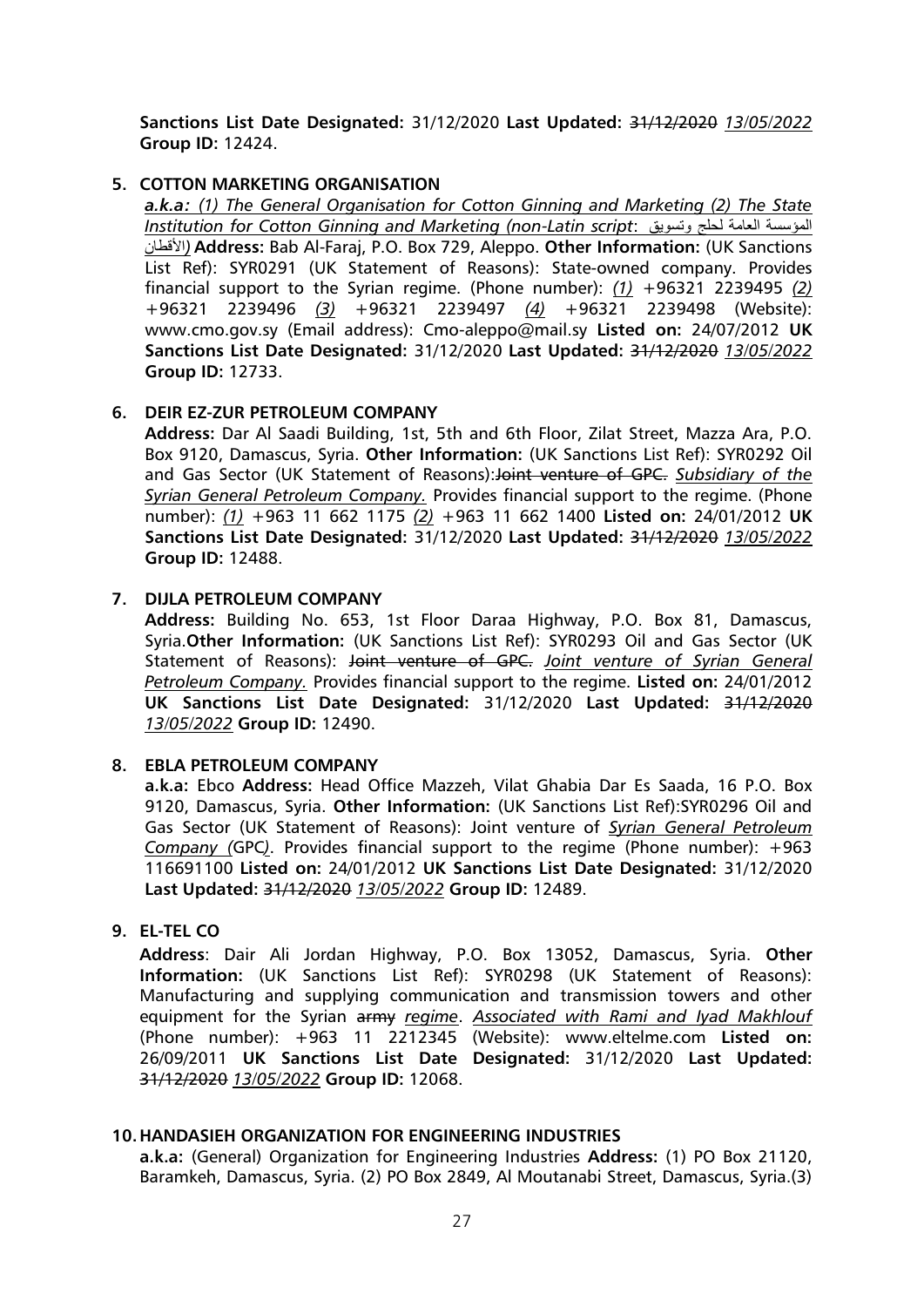**Sanctions List Date Designated:** 31/12/2020 **Last Updated:** ~~31/12/2020~~ *13/05/2022* **Group ID:** 12424.

5. **COTTON MARKETING ORGANISATION**

   ***a.k.a:*** *(1) The General Organisation for Cotton Ginning and Marketing (2) The State Institution for Cotton Ginning and Marketing (non-Latin script*: المؤسسة العامة لحلج وتسويق الأقطان*)* **Address:** Bab Al-Faraj, P.O. Box 729, Aleppo. **Other Information:** (UK Sanctions List Ref): SYR0291 (UK Statement of Reasons): State-owned company. Provides financial support to the Syrian regime. (Phone number): *(1)* +96321 2239495 *(2)* +96321 2239496 *(3)* +96321 2239497 *(4)* +96321 2239498 (Website): www.cmo.gov.sy (Email address): Cmo-aleppo@mail.sy **Listed on:** 24/07/2012 **UK Sanctions List Date Designated:** 31/12/2020 **Last Updated:** ~~31/12/2020~~ *13/05/2022* **Group ID:** 12733.

6. **DEIR EZ-ZUR PETROLEUM COMPANY**

   **Address:** Dar Al Saadi Building, 1st, 5th and 6th Floor, Zilat Street, Mazza Ara, P.O. Box 9120, Damascus, Syria. **Other Information:** (UK Sanctions List Ref): SYR0292 Oil and Gas Sector (UK Statement of Reasons):~~Joint venture of GPC.~~ *Subsidiary of the Syrian General Petroleum Company.* Provides financial support to the regime. (Phone number): *(1)* +963 11 662 1175 *(2)* +963 11 662 1400 **Listed on:** 24/01/2012 **UK Sanctions List Date Designated:** 31/12/2020 **Last Updated:** ~~31/12/2020~~ *13/05/2022* **Group ID:** 12488.

7. **DIJLA PETROLEUM COMPANY**

   **Address:** Building No. 653, 1st Floor Daraa Highway, P.O. Box 81, Damascus, Syria.**Other Information:** (UK Sanctions List Ref): SYR0293 Oil and Gas Sector (UK Statement of Reasons): ~~Joint venture of GPC.~~ *Joint venture of Syrian General Petroleum Company.* Provides financial support to the regime. **Listed on:** 24/01/2012 **UK Sanctions List Date Designated:** 31/12/2020 **Last Updated:** ~~31/12/2020~~ *13/05/2022* **Group ID:** 12490.

8. **EBLA PETROLEUM COMPANY**

   **a.k.a:** Ebco **Address:** Head Office Mazzeh, Vilat Ghabia Dar Es Saada, 16 P.O. Box 9120, Damascus, Syria. **Other Information:** (UK Sanctions List Ref):SYR0296 Oil and Gas Sector (UK Statement of Reasons): Joint venture of *Syrian General Petroleum Company (*GPC*)*. Provides financial support to the regime (Phone number): +963 116691100 **Listed on:** 24/01/2012 **UK Sanctions List Date Designated:** 31/12/2020 **Last Updated:** ~~31/12/2020~~ *13/05/2022* **Group ID:** 12489.

9. **EL-TEL CO**

   **Address**: Dair Ali Jordan Highway, P.O. Box 13052, Damascus, Syria. **Other Information:** (UK Sanctions List Ref): SYR0298 (UK Statement of Reasons): Manufacturing and supplying communication and transmission towers and other equipment for the Syrian ~~army~~ *regime*. *Associated with Rami and Iyad Makhlouf* (Phone number): +963 11 2212345 (Website): www.eltelme.com **Listed on:** 26/09/2011 **UK Sanctions List Date Designated:** 31/12/2020 **Last Updated:** ~~31/12/2020~~ *13/05/2022* **Group ID:** 12068.

10. **HANDASIEH ORGANIZATION FOR ENGINEERING INDUSTRIES**

    **a.k.a:** (General) Organization for Engineering Industries **Address:** (1) PO Box 21120, Baramkeh, Damascus, Syria. (2) PO Box 2849, Al Moutanabi Street, Damascus, Syria.(3)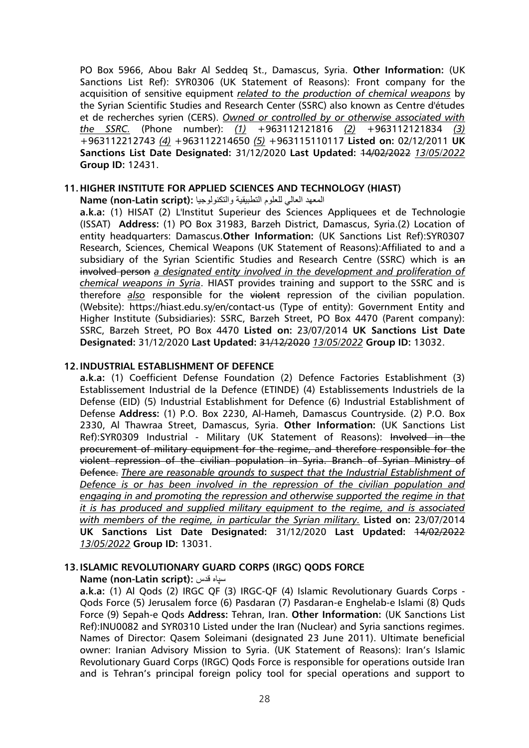PO Box 5966, Abou Bakr Al Seddeq St., Damascus, Syria. **Other Information:** (UK Sanctions List Ref): SYR0306 (UK Statement of Reasons): Front company for the acquisition of sensitive equipment *related to the production of chemical weapons* by the Syrian Scientific Studies and Research Center (SSRC) also known as Centre d'études et de recherches syrien (CERS). *Owned or controlled by or otherwise associated with the SSRC.* (Phone number): *(1)* +963112121816 *(2)* +963112121834 *(3)* +963112212743 *(4)* +963112214650 *(5)* +963115110117 **Listed on:** 02/12/2011 **UK Sanctions List Date Designated:** 31/12/2020 **Last Updated:** ~~14/02/2022~~ *13/05/2022* **Group ID:** 12431.

## 11. HIGHER INSTITUTE FOR APPLIED SCIENCES AND TECHNOLOGY (HIAST)

**Name (non-Latin script):** المعهد العالي للعلوم التطبيقية والتكنولوجيا

**a.k.a:** (1) HISAT (2) L'Institut Superieur des Sciences Appliquees et de Technologie (ISSAT) **Address:** (1) PO Box 31983, Barzeh District, Damascus, Syria.(2) Location of entity headquarters: Damascus.**Other Information:** (UK Sanctions List Ref):SYR0307 Research, Sciences, Chemical Weapons (UK Statement of Reasons):Affiliated to and a subsidiary of the Syrian Scientific Studies and Research Centre (SSRC) which is ~~an involved person~~ *a designated entity involved in the development and proliferation of chemical weapons in Syria*. HIAST provides training and support to the SSRC and is therefore *also* responsible for the ~~violent~~ repression of the civilian population. (Website): https://hiast.edu.sy/en/contact-us (Type of entity): Government Entity and Higher Institute (Subsidiaries): SSRC, Barzeh Street, PO Box 4470 (Parent company): SSRC, Barzeh Street, PO Box 4470 **Listed on:** 23/07/2014 **UK Sanctions List Date Designated:** 31/12/2020 **Last Updated:** ~~31/12/2020~~ *13/05/2022* **Group ID:** 13032.

## 12. INDUSTRIAL ESTABLISHMENT OF DEFENCE

**a.k.a:** (1) Coefficient Defense Foundation (2) Defence Factories Establishment (3) Establissement Industrial de la Defence (ETINDE) (4) Establissements Industriels de la Defense (EID) (5) Industrial Establishment for Defence (6) Industrial Establishment of Defense **Address:** (1) P.O. Box 2230, Al-Hameh, Damascus Countryside. (2) P.O. Box 2330, Al Thawraa Street, Damascus, Syria. **Other Information:** (UK Sanctions List Ref):SYR0309 Industrial - Military (UK Statement of Reasons): ~~Involved in the procurement of military equipment for the regime, and therefore responsible for the violent repression of the civilian population in Syria. Branch of Syrian Ministry of Defence.~~ *There are reasonable grounds to suspect that the Industrial Establishment of Defence is or has been involved in the repression of the civilian population and engaging in and promoting the repression and otherwise supported the regime in that it is has produced and supplied military equipment to the regime, and is associated with members of the regime, in particular the Syrian military.* **Listed on:** 23/07/2014 **UK Sanctions List Date Designated:** 31/12/2020 **Last Updated:** ~~14/02/2022~~ *13/05/2022* **Group ID:** 13031.

## 13. ISLAMIC REVOLUTIONARY GUARD CORPS (IRGC) QODS FORCE

**Name (non-Latin script):** سپاه قدس

**a.k.a:** (1) Al Qods (2) IRGC QF (3) IRGC-QF (4) Islamic Revolutionary Guards Corps - Qods Force (5) Jerusalem force (6) Pasdaran (7) Pasdaran-e Enghelab-e Islami (8) Quds Force (9) Sepah-e Qods **Address:** Tehran, Iran. **Other Information:** (UK Sanctions List Ref):INU0082 and SYR0310 Listed under the Iran (Nuclear) and Syria sanctions regimes. Names of Director: Qasem Soleimani (designated 23 June 2011). Ultimate beneficial owner: Iranian Advisory Mission to Syria. (UK Statement of Reasons): Iran's Islamic Revolutionary Guard Corps (IRGC) Qods Force is responsible for operations outside Iran and is Tehran's principal foreign policy tool for special operations and support to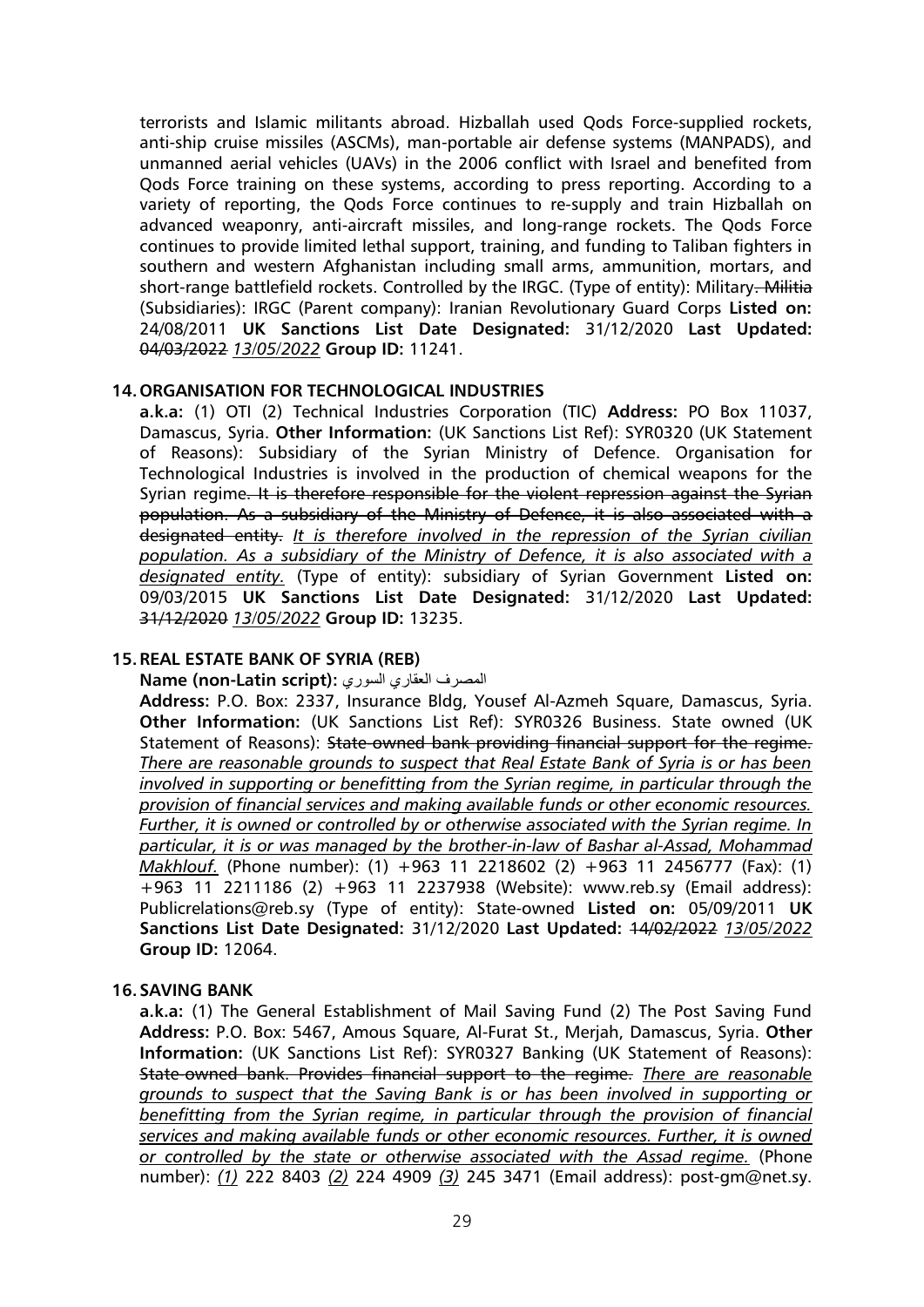terrorists and Islamic militants abroad. Hizballah used Qods Force-supplied rockets, anti-ship cruise missiles (ASCMs), man-portable air defense systems (MANPADS), and unmanned aerial vehicles (UAVs) in the 2006 conflict with Israel and benefited from Qods Force training on these systems, according to press reporting. According to a variety of reporting, the Qods Force continues to re-supply and train Hizballah on advanced weaponry, anti-aircraft missiles, and long-range rockets. The Qods Force continues to provide limited lethal support, training, and funding to Taliban fighters in southern and western Afghanistan including small arms, ammunition, mortars, and short-range battlefield rockets. Controlled by the IRGC. (Type of entity): Military~~. Militia~~ (Subsidiaries): IRGC (Parent company): Iranian Revolutionary Guard Corps **Listed on:** 24/08/2011 **UK Sanctions List Date Designated:** 31/12/2020 **Last Updated:** ~~04/03/2022~~ *13/05/2022* **Group ID:** 11241.

**14. ORGANISATION FOR TECHNOLOGICAL INDUSTRIES**

**a.k.a:** (1) OTI (2) Technical Industries Corporation (TIC) **Address:** PO Box 11037, Damascus, Syria. **Other Information:** (UK Sanctions List Ref): SYR0320 (UK Statement of Reasons): Subsidiary of the Syrian Ministry of Defence. Organisation for Technological Industries is involved in the production of chemical weapons for the Syrian regime~~. It is therefore responsible for the violent repression against the Syrian population. As a subsidiary of the Ministry of Defence, it is also associated with a designated entity.~~ *It is therefore involved in the repression of the Syrian civilian population. As a subsidiary of the Ministry of Defence, it is also associated with a designated entity.* (Type of entity): subsidiary of Syrian Government **Listed on:** 09/03/2015 **UK Sanctions List Date Designated:** 31/12/2020 **Last Updated:** ~~31/12/2020~~ *13/05/2022* **Group ID:** 13235.

**15. REAL ESTATE BANK OF SYRIA (REB)**

**Name (non-Latin script):** المصرف العقاري السوري

**Address:** P.O. Box: 2337, Insurance Bldg, Yousef Al-Azmeh Square, Damascus, Syria. **Other Information:** (UK Sanctions List Ref): SYR0326 Business. State owned (UK Statement of Reasons): ~~State-owned bank providing financial support for the regime.~~ *There are reasonable grounds to suspect that Real Estate Bank of Syria is or has been involved in supporting or benefitting from the Syrian regime, in particular through the provision of financial services and making available funds or other economic resources. Further, it is owned or controlled by or otherwise associated with the Syrian regime. In particular, it is or was managed by the brother-in-law of Bashar al-Assad, Mohammad Makhlouf.* (Phone number): (1) +963 11 2218602 (2) +963 11 2456777 (Fax): (1) +963 11 2211186 (2) +963 11 2237938 (Website): www.reb.sy (Email address): Publicrelations@reb.sy (Type of entity): State-owned **Listed on:** 05/09/2011 **UK Sanctions List Date Designated:** 31/12/2020 **Last Updated:** ~~14/02/2022~~ *13/05/2022* **Group ID:** 12064.

**16. SAVING BANK**

**a.k.a:** (1) The General Establishment of Mail Saving Fund (2) The Post Saving Fund **Address:** P.O. Box: 5467, Amous Square, Al-Furat St., Merjah, Damascus, Syria. **Other Information:** (UK Sanctions List Ref): SYR0327 Banking (UK Statement of Reasons): ~~State-owned bank. Provides financial support to the regime.~~ *There are reasonable grounds to suspect that the Saving Bank is or has been involved in supporting or benefitting from the Syrian regime, in particular through the provision of financial services and making available funds or other economic resources. Further, it is owned or controlled by the state or otherwise associated with the Assad regime.* (Phone number): *(1)* 222 8403 *(2)* 224 4909 *(3)* 245 3471 (Email address): post-gm@net.sy.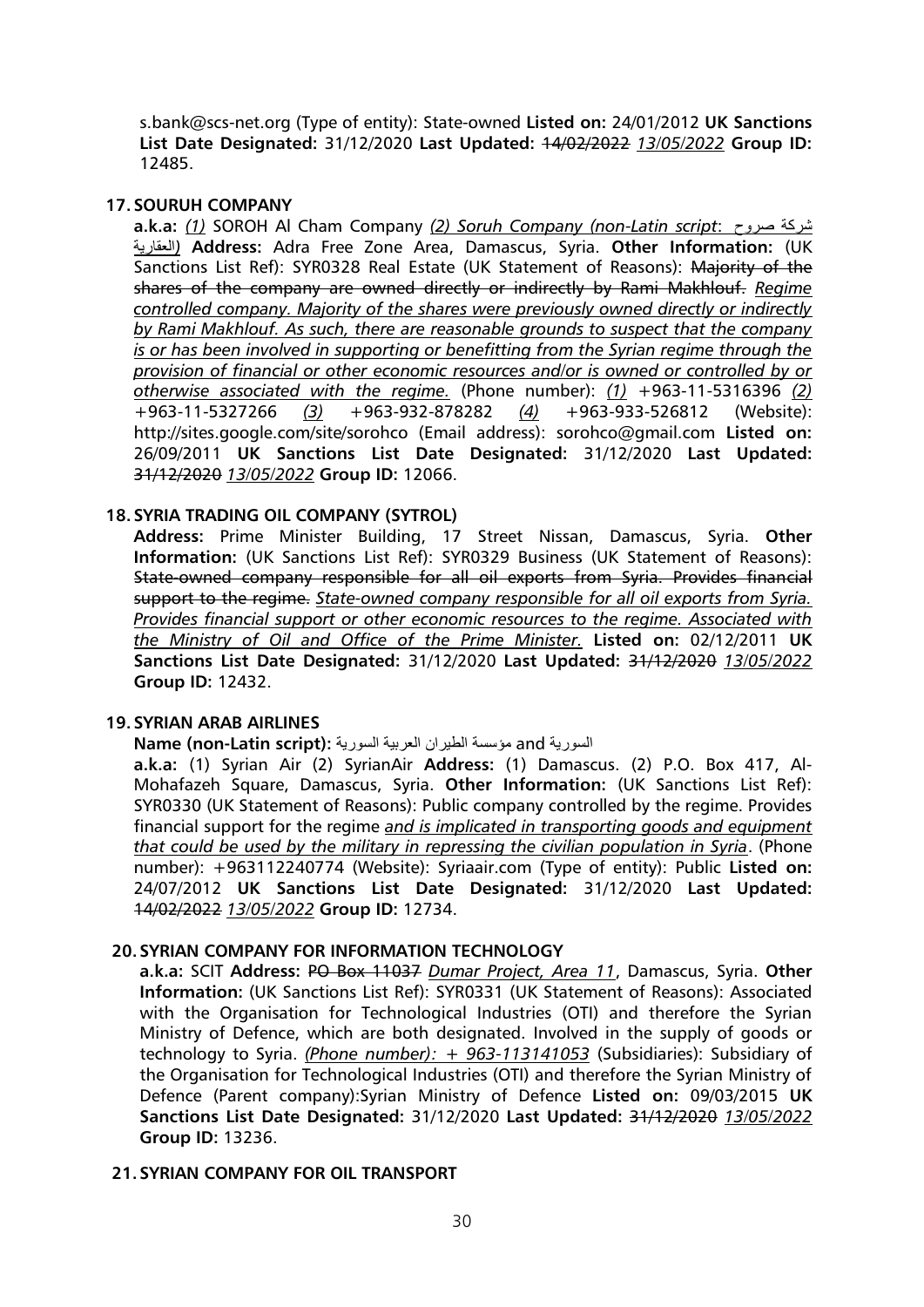s.bank@scs-net.org (Type of entity): State-owned **Listed on:** 24/01/2012 **UK Sanctions List Date Designated:** 31/12/2020 **Last Updated:** ~~14/02/2022~~ *13/05/2022* **Group ID:** 12485.

**17. SOURUH COMPANY**

**a.k.a:** *(1)* SOROH Al Cham Company *(2) Soruh Company (non-Latin script*: شركة صروح العقارية*)* **Address:** Adra Free Zone Area, Damascus, Syria. **Other Information:** (UK Sanctions List Ref): SYR0328 Real Estate (UK Statement of Reasons): ~~Majority of the shares of the company are owned directly or indirectly by Rami Makhlouf.~~ *Regime controlled company. Majority of the shares were previously owned directly or indirectly by Rami Makhlouf. As such, there are reasonable grounds to suspect that the company is or has been involved in supporting or benefitting from the Syrian regime through the provision of financial or other economic resources and/or is owned or controlled by or otherwise associated with the regime.* (Phone number): *(1)* +963-11-5316396 *(2)* +963-11-5327266 *(3)* +963-932-878282 *(4)* +963-933-526812 (Website): http://sites.google.com/site/sorohco (Email address): sorohco@gmail.com **Listed on:** 26/09/2011 **UK Sanctions List Date Designated:** 31/12/2020 **Last Updated:** ~~31/12/2020~~ *13/05/2022* **Group ID:** 12066.

**18. SYRIA TRADING OIL COMPANY (SYTROL)**

**Address:** Prime Minister Building, 17 Street Nissan, Damascus, Syria. **Other Information:** (UK Sanctions List Ref): SYR0329 Business (UK Statement of Reasons): ~~State-owned company responsible for all oil exports from Syria. Provides financial support to the regime.~~ *State-owned company responsible for all oil exports from Syria. Provides financial support or other economic resources to the regime. Associated with the Ministry of Oil and Office of the Prime Minister.* **Listed on:** 02/12/2011 **UK Sanctions List Date Designated:** 31/12/2020 **Last Updated:** ~~31/12/2020~~ *13/05/2022* **Group ID:** 12432.

**19. SYRIAN ARAB AIRLINES**

**Name (non-Latin script):** مؤسسة الطيران العربية السورية and السورية

**a.k.a:** (1) Syrian Air (2) SyrianAir **Address:** (1) Damascus. (2) P.O. Box 417, Al-Mohafazeh Square, Damascus, Syria. **Other Information:** (UK Sanctions List Ref): SYR0330 (UK Statement of Reasons): Public company controlled by the regime. Provides financial support for the regime *and is implicated in transporting goods and equipment that could be used by the military in repressing the civilian population in Syria*. (Phone number): +963112240774 (Website): Syriaair.com (Type of entity): Public **Listed on:** 24/07/2012 **UK Sanctions List Date Designated:** 31/12/2020 **Last Updated:** ~~14/02/2022~~ *13/05/2022* **Group ID:** 12734.

**20. SYRIAN COMPANY FOR INFORMATION TECHNOLOGY**

**a.k.a:** SCIT **Address:** ~~PO Box 11037~~ *Dumar Project, Area 11*, Damascus, Syria. **Other Information:** (UK Sanctions List Ref): SYR0331 (UK Statement of Reasons): Associated with the Organisation for Technological Industries (OTI) and therefore the Syrian Ministry of Defence, which are both designated. Involved in the supply of goods or technology to Syria. *(Phone number): + 963-113141053* (Subsidiaries): Subsidiary of the Organisation for Technological Industries (OTI) and therefore the Syrian Ministry of Defence (Parent company):Syrian Ministry of Defence **Listed on:** 09/03/2015 **UK Sanctions List Date Designated:** 31/12/2020 **Last Updated:** ~~31/12/2020~~ *13/05/2022* **Group ID:** 13236.

**21. SYRIAN COMPANY FOR OIL TRANSPORT**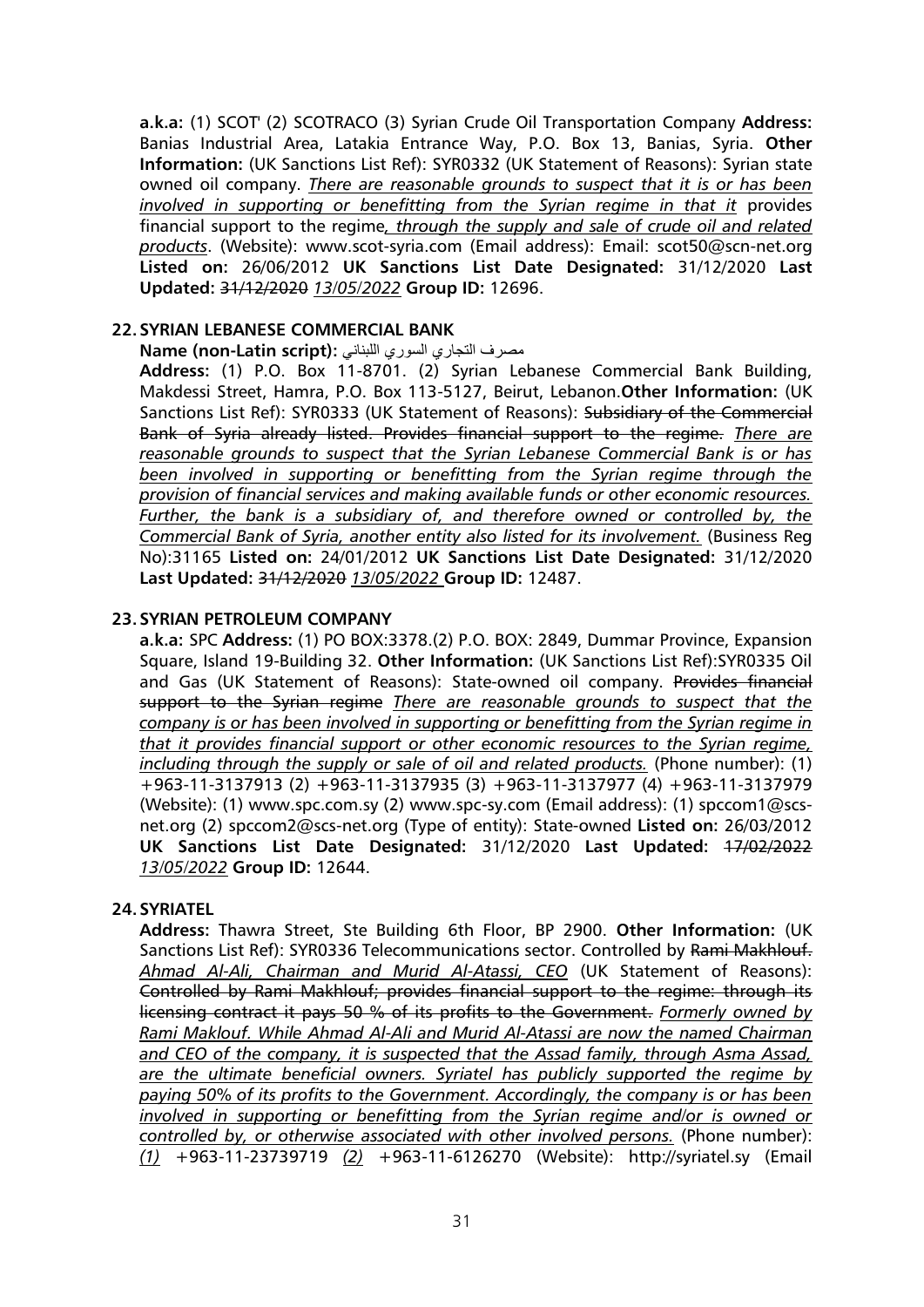**a.k.a:** (1) SCOT' (2) SCOTRACO (3) Syrian Crude Oil Transportation Company **Address:** Banias Industrial Area, Latakia Entrance Way, P.O. Box 13, Banias, Syria. **Other Information:** (UK Sanctions List Ref): SYR0332 (UK Statement of Reasons): Syrian state owned oil company. *There are reasonable grounds to suspect that it is or has been involved in supporting or benefitting from the Syrian regime in that it* provides financial support to the regime*, through the supply and sale of crude oil and related products*. (Website): www.scot-syria.com (Email address): Email: scot50@scn-net.org **Listed on:** 26/06/2012 **UK Sanctions List Date Designated:** 31/12/2020 **Last Updated:** ~~31/12/2020~~ *13/05/2022* **Group ID:** 12696.

**22. SYRIAN LEBANESE COMMERCIAL BANK**

**Name (non-Latin script):** مصرف التجاري السوري اللبناني

**Address:** (1) P.O. Box 11-8701. (2) Syrian Lebanese Commercial Bank Building, Makdessi Street, Hamra, P.O. Box 113-5127, Beirut, Lebanon.**Other Information:** (UK Sanctions List Ref): SYR0333 (UK Statement of Reasons): ~~Subsidiary of the Commercial Bank of Syria already listed. Provides financial support to the regime.~~ *There are reasonable grounds to suspect that the Syrian Lebanese Commercial Bank is or has been involved in supporting or benefitting from the Syrian regime through the provision of financial services and making available funds or other economic resources. Further, the bank is a subsidiary of, and therefore owned or controlled by, the Commercial Bank of Syria, another entity also listed for its involvement.* (Business Reg No):31165 **Listed on:** 24/01/2012 **UK Sanctions List Date Designated:** 31/12/2020 **Last Updated:** ~~31/12/2020~~ *13/05/2022* **Group ID:** 12487.

**23. SYRIAN PETROLEUM COMPANY**

**a.k.a:** SPC **Address:** (1) PO BOX:3378.(2) P.O. BOX: 2849, Dummar Province, Expansion Square, Island 19-Building 32. **Other Information:** (UK Sanctions List Ref):SYR0335 Oil and Gas (UK Statement of Reasons): State-owned oil company. ~~Provides financial support to the Syrian regime~~ *There are reasonable grounds to suspect that the company is or has been involved in supporting or benefitting from the Syrian regime in that it provides financial support or other economic resources to the Syrian regime, including through the supply or sale of oil and related products.* (Phone number): (1) +963-11-3137913 (2) +963-11-3137935 (3) +963-11-3137977 (4) +963-11-3137979 (Website): (1) www.spc.com.sy (2) www.spc-sy.com (Email address): (1) spccom1@scs-net.org (2) spccom2@scs-net.org (Type of entity): State-owned **Listed on:** 26/03/2012 **UK Sanctions List Date Designated:** 31/12/2020 **Last Updated:** ~~17/02/2022~~ *13/05/2022* **Group ID:** 12644.

**24. SYRIATEL**

**Address:** Thawra Street, Ste Building 6th Floor, BP 2900. **Other Information:** (UK Sanctions List Ref): SYR0336 Telecommunications sector. Controlled by ~~Rami Makhlouf.~~ *Ahmad Al-Ali, Chairman and Murid Al-Atassi, CEO* (UK Statement of Reasons): ~~Controlled by Rami Makhlouf; provides financial support to the regime: through its licensing contract it pays 50 % of its profits to the Government.~~ *Formerly owned by Rami Maklouf. While Ahmad Al-Ali and Murid Al-Atassi are now the named Chairman and CEO of the company, it is suspected that the Assad family, through Asma Assad, are the ultimate beneficial owners. Syriatel has publicly supported the regime by paying 50% of its profits to the Government. Accordingly, the company is or has been involved in supporting or benefitting from the Syrian regime and/or is owned or controlled by, or otherwise associated with other involved persons.* (Phone number): *(1)* +963-11-23739719 *(2)* +963-11-6126270 (Website): http://syriatel.sy (Email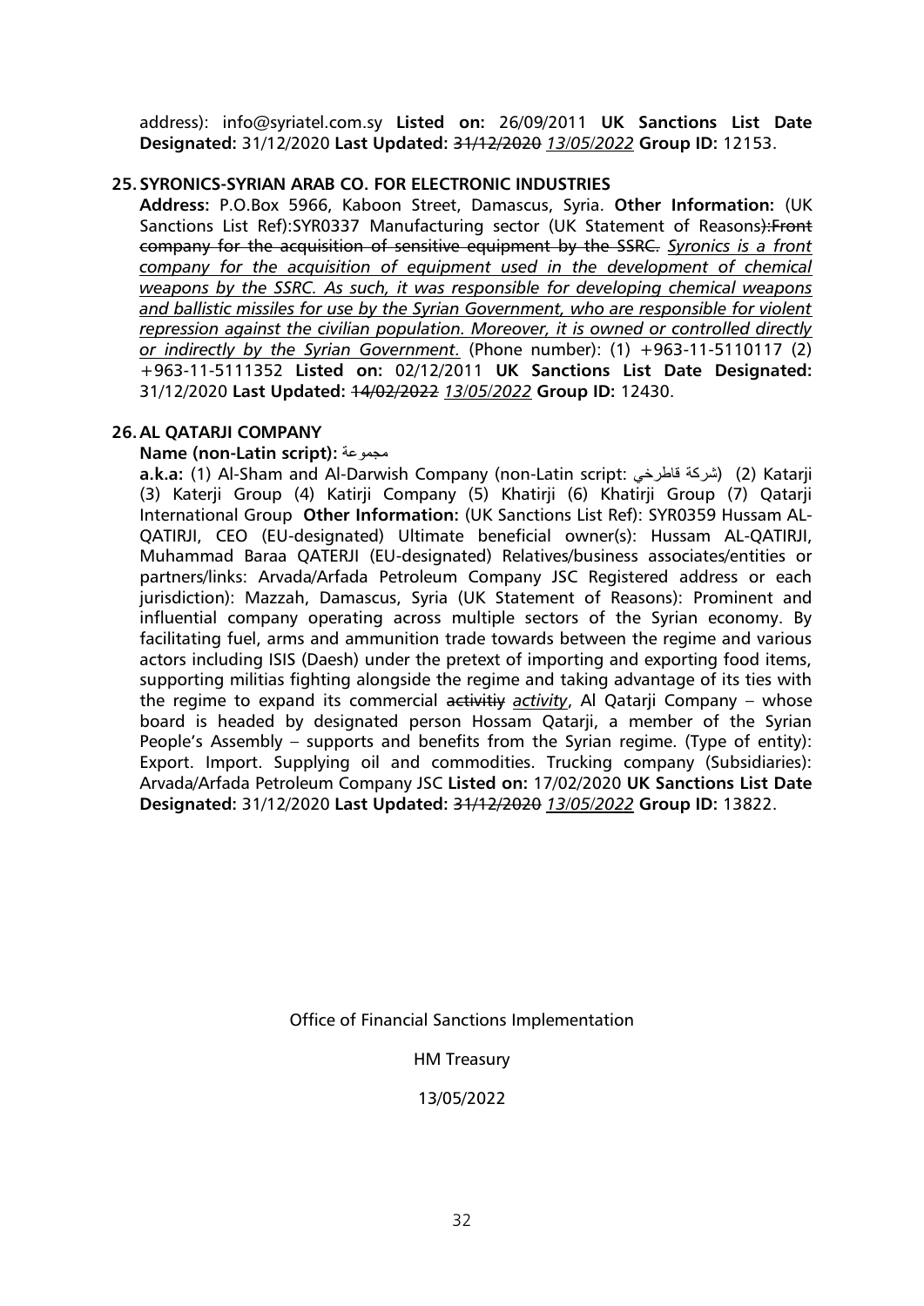address): info@syriatel.com.sy **Listed on:** 26/09/2011 **UK Sanctions List Date Designated:** 31/12/2020 **Last Updated:** ~~31/12/2020~~ *13/05/2022* **Group ID:** 12153.

**25. SYRONICS-SYRIAN ARAB CO. FOR ELECTRONIC INDUSTRIES**

**Address:** P.O.Box 5966, Kaboon Street, Damascus, Syria. **Other Information:** (UK Sanctions List Ref):SYR0337 Manufacturing sector (UK Statement of Reasons~~):Front company for the acquisition of sensitive equipment by the SSRC.~~ *Syronics is a front company for the acquisition of equipment used in the development of chemical weapons by the SSRC. As such, it was responsible for developing chemical weapons and ballistic missiles for use by the Syrian Government, who are responsible for violent repression against the civilian population. Moreover, it is owned or controlled directly or indirectly by the Syrian Government.* (Phone number): (1) +963-11-5110117 (2) +963-11-5111352 **Listed on:** 02/12/2011 **UK Sanctions List Date Designated:** 31/12/2020 **Last Updated:** ~~14/02/2022~~ *13/05/2022* **Group ID:** 12430.

**26. AL QATARJI COMPANY**

**Name (non-Latin script):** مجموعة

**a.k.a:** (1) Al-Sham and Al-Darwish Company (non-Latin script: شركة قاطرجي) (2) Katarji (3) Katerji Group (4) Katirji Company (5) Khatirji (6) Khatirji Group (7) Qatarji International Group **Other Information:** (UK Sanctions List Ref): SYR0359 Hussam AL-QATIRJI, CEO (EU-designated) Ultimate beneficial owner(s): Hussam AL-QATIRJI, Muhammad Baraa QATERJI (EU-designated) Relatives/business associates/entities or partners/links: Arvada/Arfada Petroleum Company JSC Registered address or each jurisdiction): Mazzah, Damascus, Syria (UK Statement of Reasons): Prominent and influential company operating across multiple sectors of the Syrian economy. By facilitating fuel, arms and ammunition trade towards between the regime and various actors including ISIS (Daesh) under the pretext of importing and exporting food items, supporting militias fighting alongside the regime and taking advantage of its ties with the regime to expand its commercial ~~activitiy~~ *activity*, Al Qatarji Company – whose board is headed by designated person Hossam Qatarji, a member of the Syrian People's Assembly – supports and benefits from the Syrian regime. (Type of entity): Export. Import. Supplying oil and commodities. Trucking company (Subsidiaries): Arvada/Arfada Petroleum Company JSC **Listed on:** 17/02/2020 **UK Sanctions List Date Designated:** 31/12/2020 **Last Updated:** ~~31/12/2020~~ *13/05/2022* **Group ID:** 13822.

Office of Financial Sanctions Implementation

HM Treasury

13/05/2022